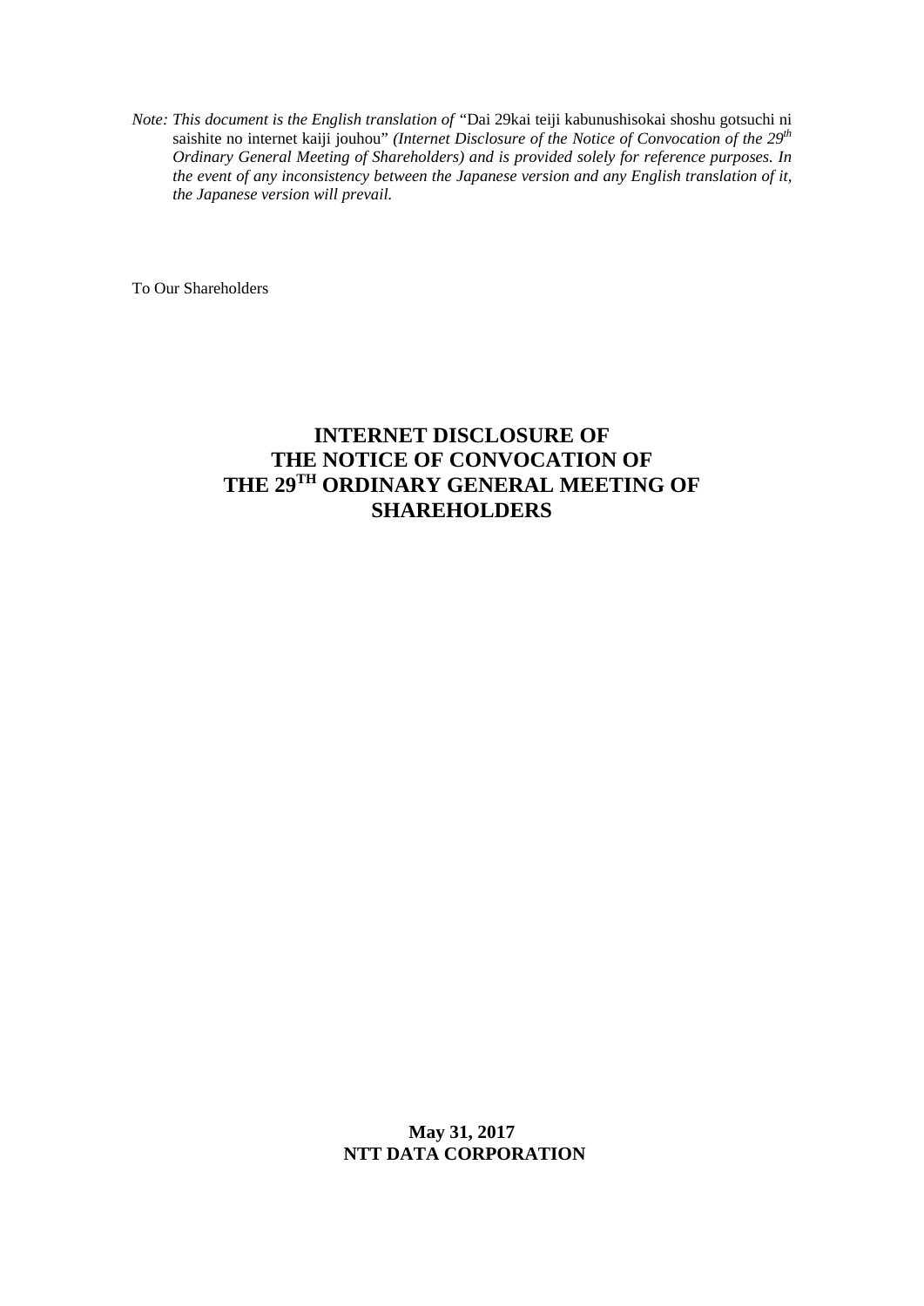*Note: This document is the English translation of* "Dai 29kai teiji kabunushisokai shoshu gotsuchi ni saishite no internet kaiji jouhou" *(Internet Disclosure of the Notice of Convocation of the 29th Ordinary General Meeting of Shareholders) and is provided solely for reference purposes. In the event of any inconsistency between the Japanese version and any English translation of it, the Japanese version will prevail.*

To Our Shareholders

# INTERNET DISCLOSURE OF THE NOTICE OF CONVOCATION OF THE 29TH ORDINARY GENERAL MEETING OF SHAREHOLDERS

**May 31, 2017**
**NTT DATA CORPORATION**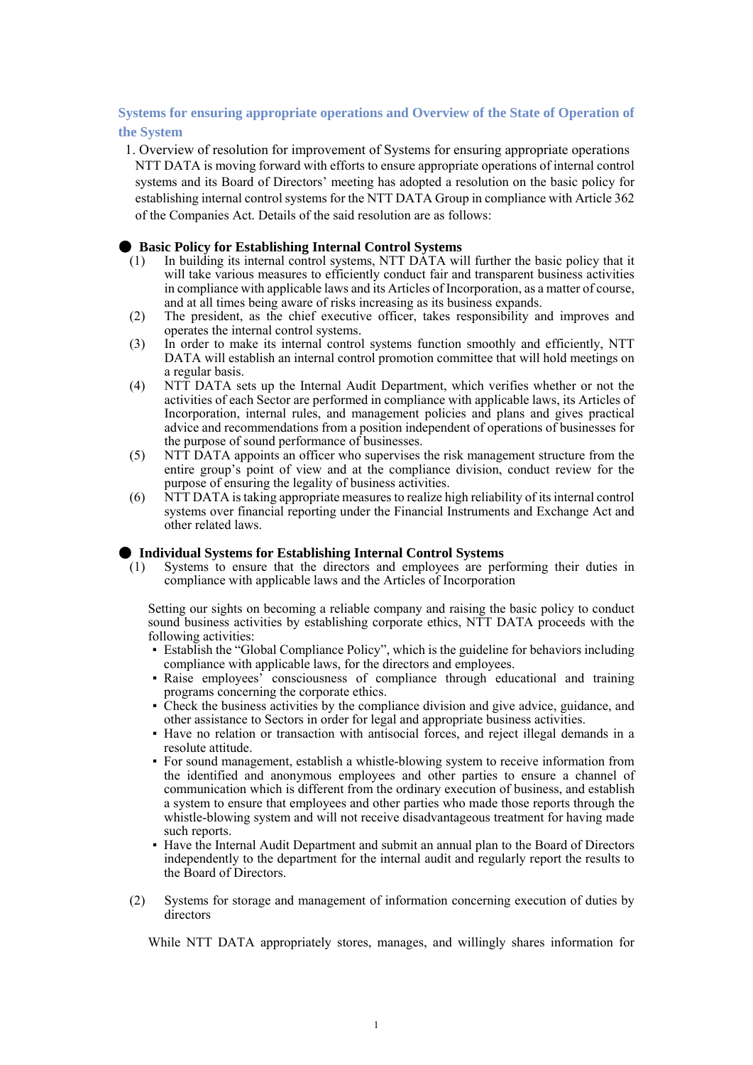## Systems for ensuring appropriate operations and Overview of the State of Operation of the System

1. Overview of resolution for improvement of Systems for ensuring appropriate operations

NTT DATA is moving forward with efforts to ensure appropriate operations of internal control systems and its Board of Directors' meeting has adopted a resolution on the basic policy for establishing internal control systems for the NTT DATA Group in compliance with Article 362 of the Companies Act. Details of the said resolution are as follows:

### ● Basic Policy for Establishing Internal Control Systems

(1) In building its internal control systems, NTT DATA will further the basic policy that it will take various measures to efficiently conduct fair and transparent business activities in compliance with applicable laws and its Articles of Incorporation, as a matter of course, and at all times being aware of risks increasing as its business expands.

(2) The president, as the chief executive officer, takes responsibility and improves and operates the internal control systems.

(3) In order to make its internal control systems function smoothly and efficiently, NTT DATA will establish an internal control promotion committee that will hold meetings on a regular basis.

(4) NTT DATA sets up the Internal Audit Department, which verifies whether or not the activities of each Sector are performed in compliance with applicable laws, its Articles of Incorporation, internal rules, and management policies and plans and gives practical advice and recommendations from a position independent of operations of businesses for the purpose of sound performance of businesses.

(5) NTT DATA appoints an officer who supervises the risk management structure from the entire group's point of view and at the compliance division, conduct review for the purpose of ensuring the legality of business activities.

(6) NTT DATA is taking appropriate measures to realize high reliability of its internal control systems over financial reporting under the Financial Instruments and Exchange Act and other related laws.

### ● Individual Systems for Establishing Internal Control Systems

(1) Systems to ensure that the directors and employees are performing their duties in compliance with applicable laws and the Articles of Incorporation

Setting our sights on becoming a reliable company and raising the basic policy to conduct sound business activities by establishing corporate ethics, NTT DATA proceeds with the following activities:

- Establish the "Global Compliance Policy", which is the guideline for behaviors including compliance with applicable laws, for the directors and employees.
- Raise employees' consciousness of compliance through educational and training programs concerning the corporate ethics.
- Check the business activities by the compliance division and give advice, guidance, and other assistance to Sectors in order for legal and appropriate business activities.
- Have no relation or transaction with antisocial forces, and reject illegal demands in a resolute attitude.
- For sound management, establish a whistle-blowing system to receive information from the identified and anonymous employees and other parties to ensure a channel of communication which is different from the ordinary execution of business, and establish a system to ensure that employees and other parties who made those reports through the whistle-blowing system and will not receive disadvantageous treatment for having made such reports.
- Have the Internal Audit Department and submit an annual plan to the Board of Directors independently to the department for the internal audit and regularly report the results to the Board of Directors.

(2) Systems for storage and management of information concerning execution of duties by directors

While NTT DATA appropriately stores, manages, and willingly shares information for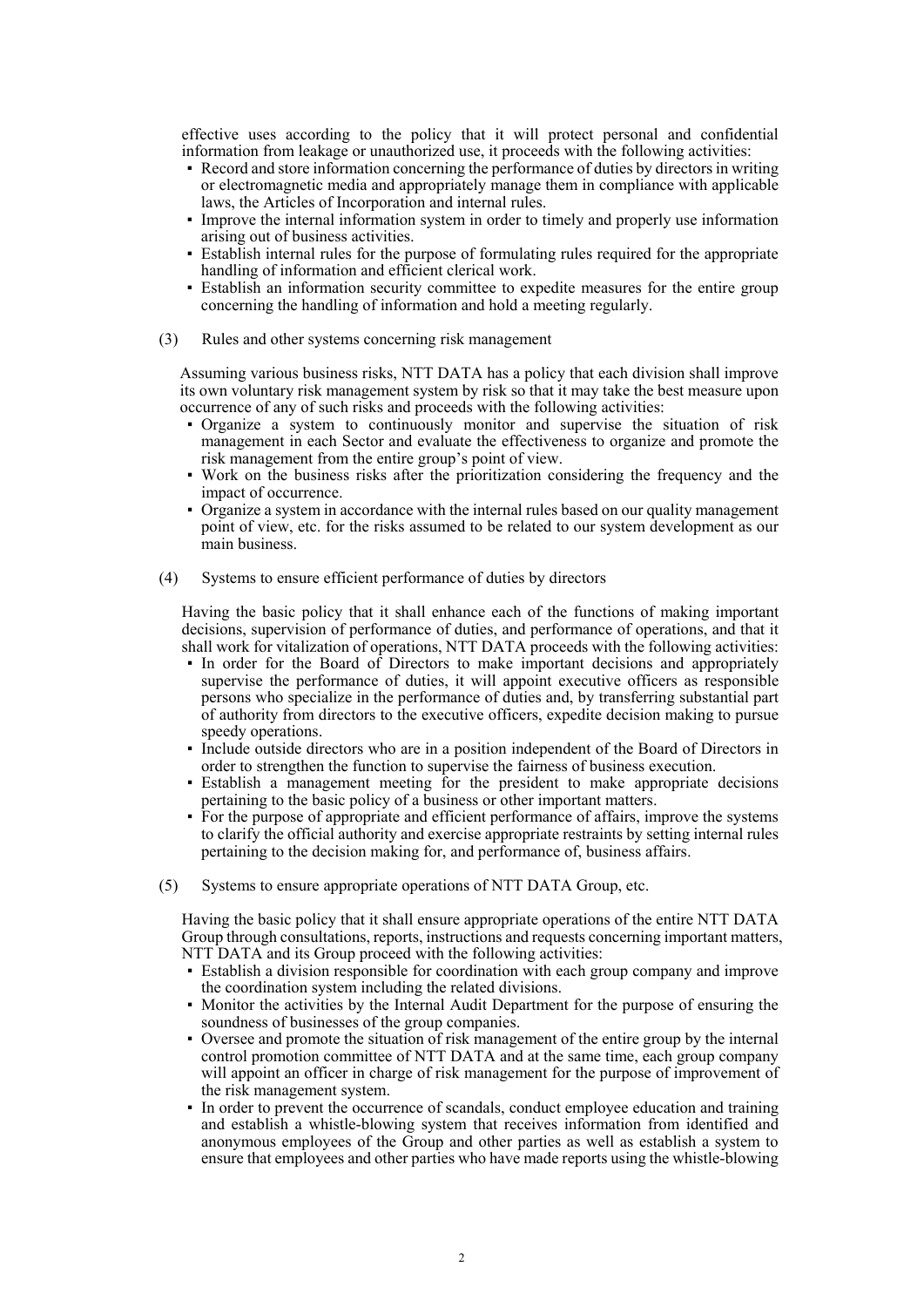effective uses according to the policy that it will protect personal and confidential information from leakage or unauthorized use, it proceeds with the following activities:

- Record and store information concerning the performance of duties by directors in writing or electromagnetic media and appropriately manage them in compliance with applicable laws, the Articles of Incorporation and internal rules.
- Improve the internal information system in order to timely and properly use information arising out of business activities.
- Establish internal rules for the purpose of formulating rules required for the appropriate handling of information and efficient clerical work.
- Establish an information security committee to expedite measures for the entire group concerning the handling of information and hold a meeting regularly.

(3) Rules and other systems concerning risk management

Assuming various business risks, NTT DATA has a policy that each division shall improve its own voluntary risk management system by risk so that it may take the best measure upon occurrence of any of such risks and proceeds with the following activities:

- Organize a system to continuously monitor and supervise the situation of risk management in each Sector and evaluate the effectiveness to organize and promote the risk management from the entire group's point of view.
- Work on the business risks after the prioritization considering the frequency and the impact of occurrence.
- Organize a system in accordance with the internal rules based on our quality management point of view, etc. for the risks assumed to be related to our system development as our main business.

(4) Systems to ensure efficient performance of duties by directors

Having the basic policy that it shall enhance each of the functions of making important decisions, supervision of performance of duties, and performance of operations, and that it shall work for vitalization of operations, NTT DATA proceeds with the following activities:

- In order for the Board of Directors to make important decisions and appropriately supervise the performance of duties, it will appoint executive officers as responsible persons who specialize in the performance of duties and, by transferring substantial part of authority from directors to the executive officers, expedite decision making to pursue speedy operations.
- Include outside directors who are in a position independent of the Board of Directors in order to strengthen the function to supervise the fairness of business execution.
- Establish a management meeting for the president to make appropriate decisions pertaining to the basic policy of a business or other important matters.
- For the purpose of appropriate and efficient performance of affairs, improve the systems to clarify the official authority and exercise appropriate restraints by setting internal rules pertaining to the decision making for, and performance of, business affairs.

(5) Systems to ensure appropriate operations of NTT DATA Group, etc.

Having the basic policy that it shall ensure appropriate operations of the entire NTT DATA Group through consultations, reports, instructions and requests concerning important matters, NTT DATA and its Group proceed with the following activities:

- Establish a division responsible for coordination with each group company and improve the coordination system including the related divisions.
- Monitor the activities by the Internal Audit Department for the purpose of ensuring the soundness of businesses of the group companies.
- Oversee and promote the situation of risk management of the entire group by the internal control promotion committee of NTT DATA and at the same time, each group company will appoint an officer in charge of risk management for the purpose of improvement of the risk management system.
- In order to prevent the occurrence of scandals, conduct employee education and training and establish a whistle-blowing system that receives information from identified and anonymous employees of the Group and other parties as well as establish a system to ensure that employees and other parties who have made reports using the whistle-blowing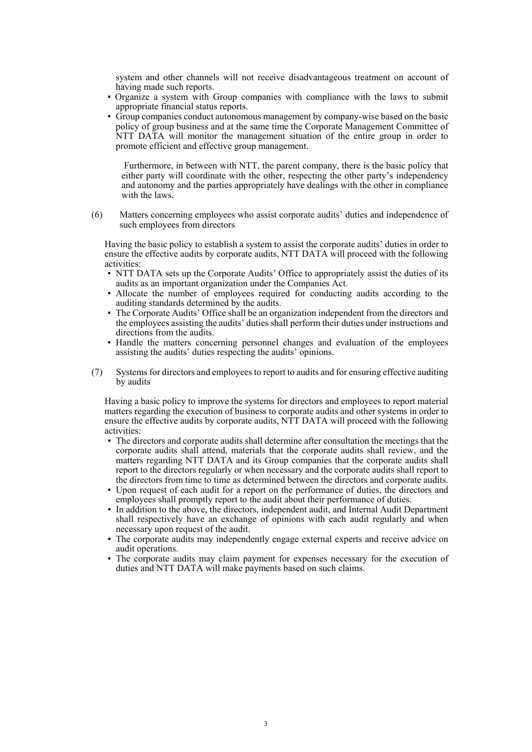system and other channels will not receive disadvantageous treatment on account of having made such reports.

- Organize a system with Group companies with compliance with the laws to submit appropriate financial status reports.
- Group companies conduct autonomous management by company-wise based on the basic policy of group business and at the same time the Corporate Management Committee of NTT DATA will monitor the management situation of the entire group in order to promote efficient and effective group management.

Furthermore, in between with NTT, the parent company, there is the basic policy that either party will coordinate with the other, respecting the other party's independency and autonomy and the parties appropriately have dealings with the other in compliance with the laws.

(6) Matters concerning employees who assist corporate audits' duties and independence of such employees from directors

Having the basic policy to establish a system to assist the corporate audits' duties in order to ensure the effective audits by corporate audits, NTT DATA will proceed with the following activities:

- NTT DATA sets up the Corporate Audits' Office to appropriately assist the duties of its audits as an important organization under the Companies Act.
- Allocate the number of employees required for conducting audits according to the auditing standards determined by the audits.
- The Corporate Audits' Office shall be an organization independent from the directors and the employees assisting the audits' duties shall perform their duties under instructions and directions from the audits.
- Handle the matters concerning personnel changes and evaluation of the employees assisting the audits' duties respecting the audits' opinions.

(7) Systems for directors and employees to report to audits and for ensuring effective auditing by audits

Having a basic policy to improve the systems for directors and employees to report material matters regarding the execution of business to corporate audits and other systems in order to ensure the effective audits by corporate audits, NTT DATA will proceed with the following activities:

- The directors and corporate audits shall determine after consultation the meetings that the corporate audits shall attend, materials that the corporate audits shall review, and the matters regarding NTT DATA and its Group companies that the corporate audits shall report to the directors regularly or when necessary and the corporate audits shall report to the directors from time to time as determined between the directors and corporate audits.
- Upon request of each audit for a report on the performance of duties, the directors and employees shall promptly report to the audit about their performance of duties.
- In addition to the above, the directors, independent audit, and Internal Audit Department shall respectively have an exchange of opinions with each audit regularly and when necessary upon request of the audit.
- The corporate audits may independently engage external experts and receive advice on audit operations.
- The corporate audits may claim payment for expenses necessary for the execution of duties and NTT DATA will make payments based on such claims.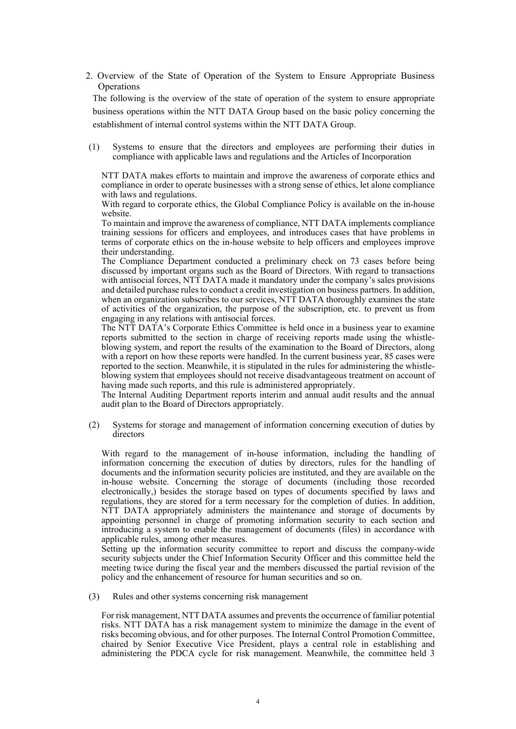2. Overview of the State of Operation of the System to Ensure Appropriate Business Operations

The following is the overview of the state of operation of the system to ensure appropriate business operations within the NTT DATA Group based on the basic policy concerning the establishment of internal control systems within the NTT DATA Group.

(1) Systems to ensure that the directors and employees are performing their duties in compliance with applicable laws and regulations and the Articles of Incorporation

NTT DATA makes efforts to maintain and improve the awareness of corporate ethics and compliance in order to operate businesses with a strong sense of ethics, let alone compliance with laws and regulations.
With regard to corporate ethics, the Global Compliance Policy is available on the in-house website.
To maintain and improve the awareness of compliance, NTT DATA implements compliance training sessions for officers and employees, and introduces cases that have problems in terms of corporate ethics on the in-house website to help officers and employees improve their understanding.
The Compliance Department conducted a preliminary check on 73 cases before being discussed by important organs such as the Board of Directors. With regard to transactions with antisocial forces, NTT DATA made it mandatory under the company's sales provisions and detailed purchase rules to conduct a credit investigation on business partners. In addition, when an organization subscribes to our services, NTT DATA thoroughly examines the state of activities of the organization, the purpose of the subscription, etc. to prevent us from engaging in any relations with antisocial forces.
The NTT DATA's Corporate Ethics Committee is held once in a business year to examine reports submitted to the section in charge of receiving reports made using the whistle-blowing system, and report the results of the examination to the Board of Directors, along with a report on how these reports were handled. In the current business year, 85 cases were reported to the section. Meanwhile, it is stipulated in the rules for administering the whistle-blowing system that employees should not receive disadvantageous treatment on account of having made such reports, and this rule is administered appropriately.
The Internal Auditing Department reports interim and annual audit results and the annual audit plan to the Board of Directors appropriately.

(2) Systems for storage and management of information concerning execution of duties by directors

With regard to the management of in-house information, including the handling of information concerning the execution of duties by directors, rules for the handling of documents and the information security policies are instituted, and they are available on the in-house website. Concerning the storage of documents (including those recorded electronically,) besides the storage based on types of documents specified by laws and regulations, they are stored for a term necessary for the completion of duties. In addition, NTT DATA appropriately administers the maintenance and storage of documents by appointing personnel in charge of promoting information security to each section and introducing a system to enable the management of documents (files) in accordance with applicable rules, among other measures.
Setting up the information security committee to report and discuss the company-wide security subjects under the Chief Information Security Officer and this committee held the meeting twice during the fiscal year and the members discussed the partial revision of the policy and the enhancement of resource for human securities and so on.

(3) Rules and other systems concerning risk management

For risk management, NTT DATA assumes and prevents the occurrence of familiar potential risks. NTT DATA has a risk management system to minimize the damage in the event of risks becoming obvious, and for other purposes. The Internal Control Promotion Committee, chaired by Senior Executive Vice President, plays a central role in establishing and administering the PDCA cycle for risk management. Meanwhile, the committee held 3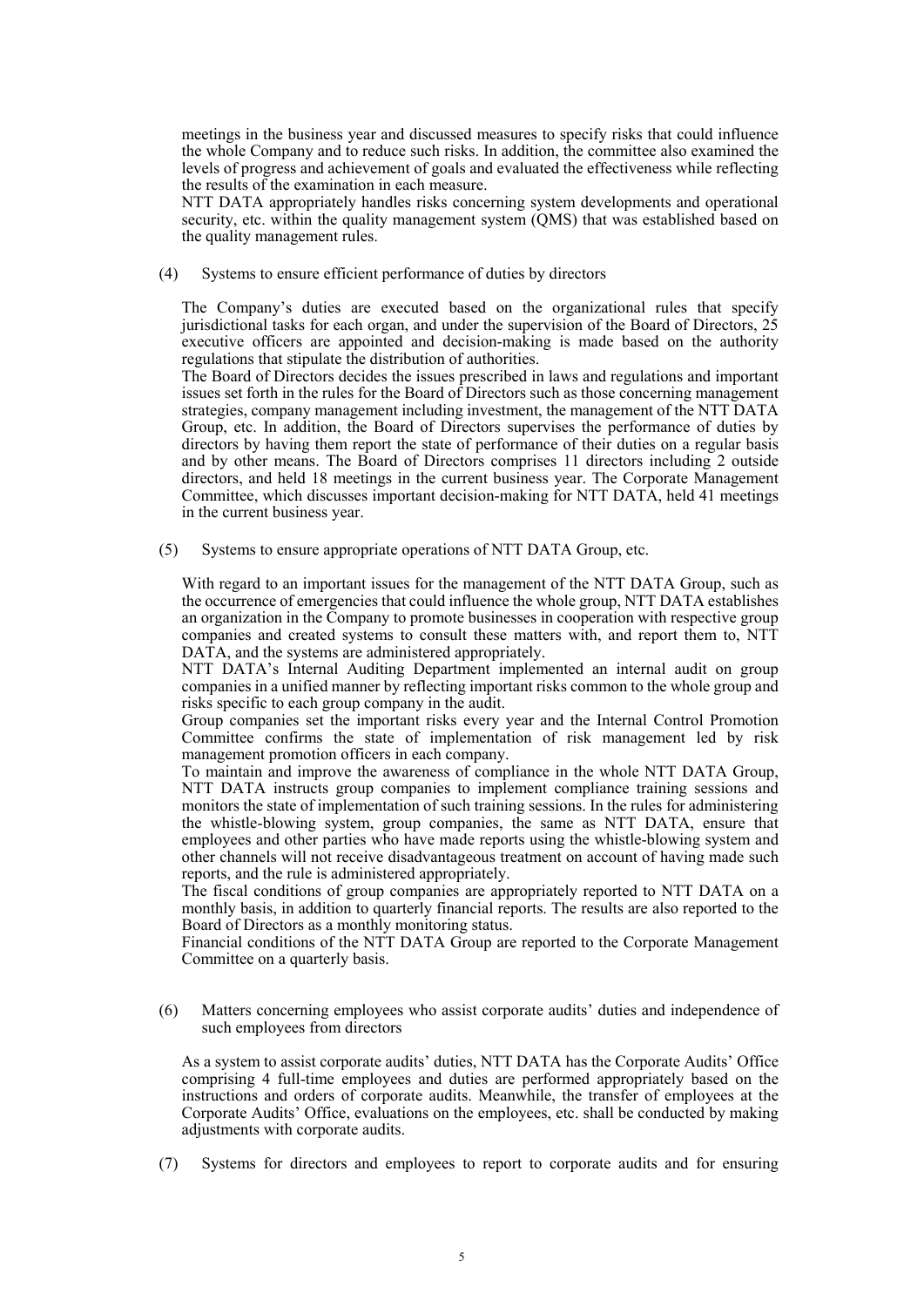meetings in the business year and discussed measures to specify risks that could influence the whole Company and to reduce such risks. In addition, the committee also examined the levels of progress and achievement of goals and evaluated the effectiveness while reflecting the results of the examination in each measure.

NTT DATA appropriately handles risks concerning system developments and operational security, etc. within the quality management system (QMS) that was established based on the quality management rules.

(4) Systems to ensure efficient performance of duties by directors

The Company's duties are executed based on the organizational rules that specify jurisdictional tasks for each organ, and under the supervision of the Board of Directors, 25 executive officers are appointed and decision-making is made based on the authority regulations that stipulate the distribution of authorities.

The Board of Directors decides the issues prescribed in laws and regulations and important issues set forth in the rules for the Board of Directors such as those concerning management strategies, company management including investment, the management of the NTT DATA Group, etc. In addition, the Board of Directors supervises the performance of duties by directors by having them report the state of performance of their duties on a regular basis and by other means. The Board of Directors comprises 11 directors including 2 outside directors, and held 18 meetings in the current business year. The Corporate Management Committee, which discusses important decision-making for NTT DATA, held 41 meetings in the current business year.

(5) Systems to ensure appropriate operations of NTT DATA Group, etc.

With regard to an important issues for the management of the NTT DATA Group, such as the occurrence of emergencies that could influence the whole group, NTT DATA establishes an organization in the Company to promote businesses in cooperation with respective group companies and created systems to consult these matters with, and report them to, NTT DATA, and the systems are administered appropriately.

NTT DATA's Internal Auditing Department implemented an internal audit on group companies in a unified manner by reflecting important risks common to the whole group and risks specific to each group company in the audit.

Group companies set the important risks every year and the Internal Control Promotion Committee confirms the state of implementation of risk management led by risk management promotion officers in each company.

To maintain and improve the awareness of compliance in the whole NTT DATA Group, NTT DATA instructs group companies to implement compliance training sessions and monitors the state of implementation of such training sessions. In the rules for administering the whistle-blowing system, group companies, the same as NTT DATA, ensure that employees and other parties who have made reports using the whistle-blowing system and other channels will not receive disadvantageous treatment on account of having made such reports, and the rule is administered appropriately.

The fiscal conditions of group companies are appropriately reported to NTT DATA on a monthly basis, in addition to quarterly financial reports. The results are also reported to the Board of Directors as a monthly monitoring status.

Financial conditions of the NTT DATA Group are reported to the Corporate Management Committee on a quarterly basis.

(6) Matters concerning employees who assist corporate audits' duties and independence of such employees from directors

As a system to assist corporate audits' duties, NTT DATA has the Corporate Audits' Office comprising 4 full-time employees and duties are performed appropriately based on the instructions and orders of corporate audits. Meanwhile, the transfer of employees at the Corporate Audits' Office, evaluations on the employees, etc. shall be conducted by making adjustments with corporate audits.

(7) Systems for directors and employees to report to corporate audits and for ensuring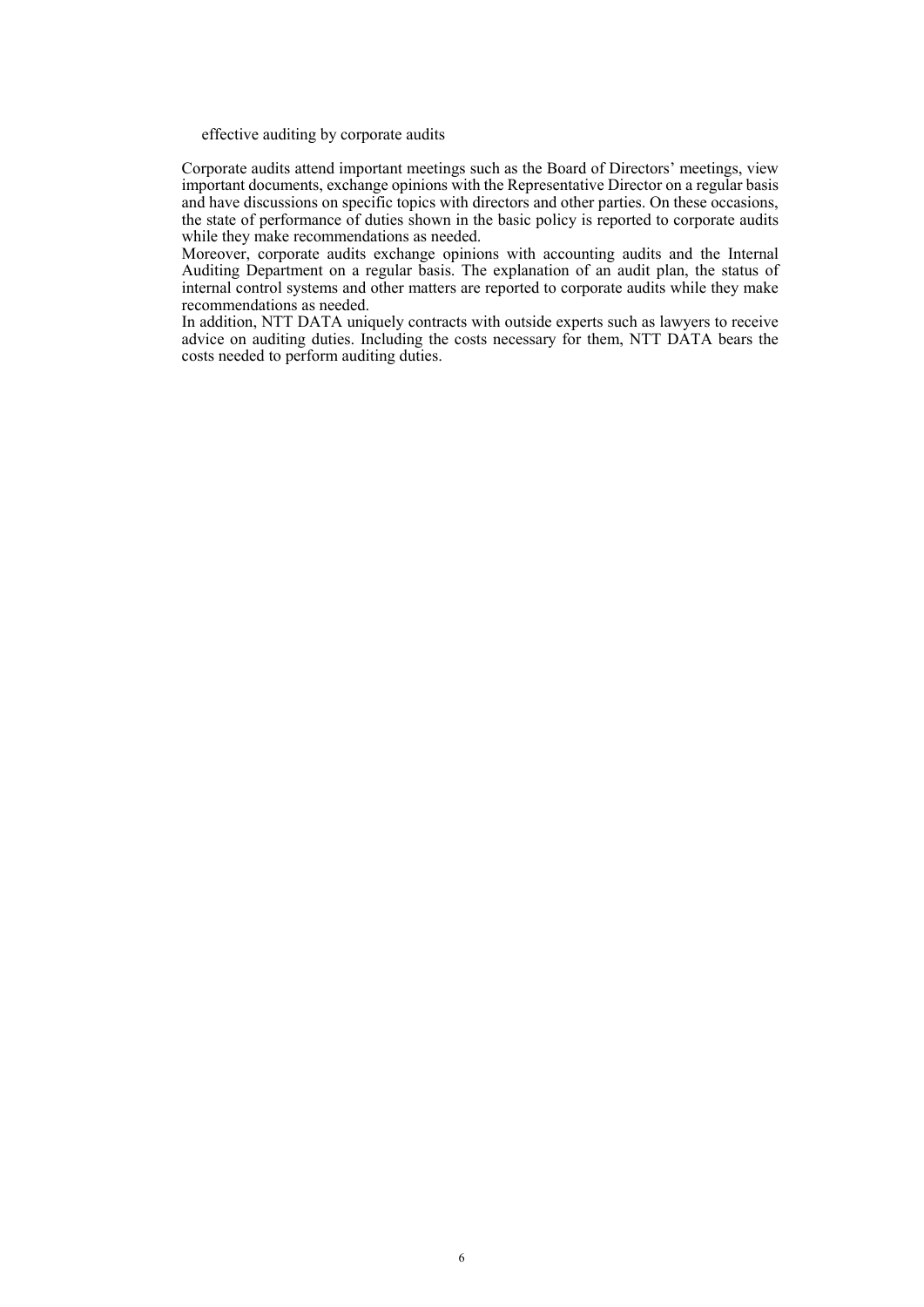effective auditing by corporate audits

Corporate audits attend important meetings such as the Board of Directors' meetings, view important documents, exchange opinions with the Representative Director on a regular basis and have discussions on specific topics with directors and other parties. On these occasions, the state of performance of duties shown in the basic policy is reported to corporate audits while they make recommendations as needed.
Moreover, corporate audits exchange opinions with accounting audits and the Internal Auditing Department on a regular basis. The explanation of an audit plan, the status of internal control systems and other matters are reported to corporate audits while they make recommendations as needed.
In addition, NTT DATA uniquely contracts with outside experts such as lawyers to receive advice on auditing duties. Including the costs necessary for them, NTT DATA bears the costs needed to perform auditing duties.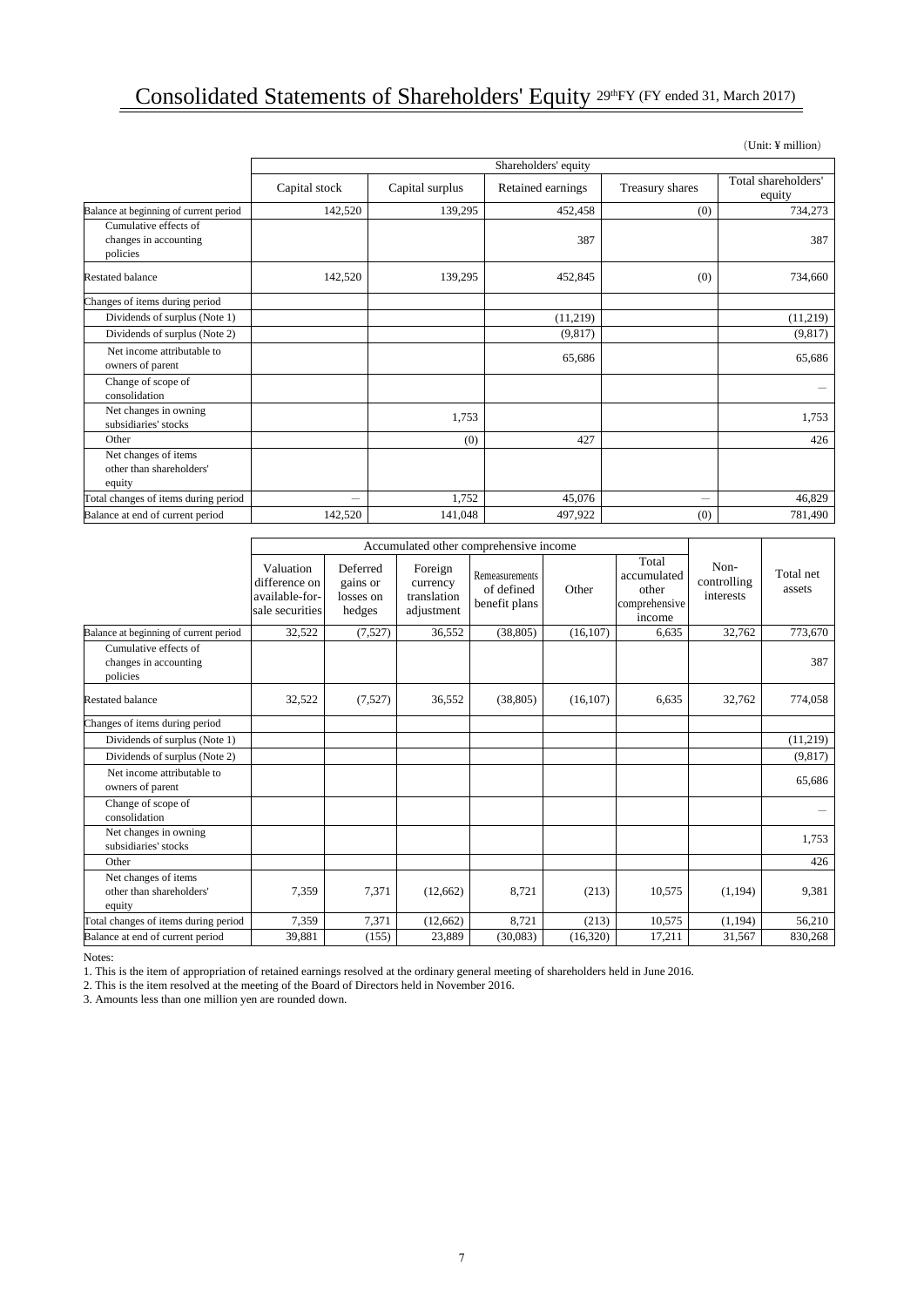# Consolidated Statements of Shareholders' Equity 29thFY (FY ended 31, March 2017)

（Unit: ¥ million）

| | Shareholders' equity | | | | |
|---|---|---|---|---|---|
| | Capital stock | Capital surplus | Retained earnings | Treasury shares | Total shareholders' equity |
| Balance at beginning of current period | 142,520 | 139,295 | 452,458 | (0) | 734,273 |
| Cumulative effects of changes in accounting policies | | | 387 | | 387 |
| Restated balance | 142,520 | 139,295 | 452,845 | (0) | 734,660 |
| Changes of items during period | | | | | |
| Dividends of surplus (Note 1) | | | (11,219) | | (11,219) |
| Dividends of surplus (Note 2) | | | (9,817) | | (9,817) |
| Net income attributable to owners of parent | | | 65,686 | | 65,686 |
| Change of scope of consolidation | | | | | — |
| Net changes in owning subsidiaries' stocks | | 1,753 | | | 1,753 |
| Other | | (0) | 427 | | 426 |
| Net changes of items other than shareholders' equity | | | | | |
| Total changes of items during period | — | 1,752 | 45,076 | — | 46,829 |
| Balance at end of current period | 142,520 | 141,048 | 497,922 | (0) | 781,490 |

| | Accumulated other comprehensive income | | | | | | | |
|---|---|---|---|---|---|---|---|---|
| | Valuation difference on available-for-sale securities | Deferred gains or losses on hedges | Foreign currency translation adjustment | Remeasurements of defined benefit plans | Other | Total accumulated other comprehensive income | Non-controlling interests | Total net assets |
| Balance at beginning of current period | 32,522 | (7,527) | 36,552 | (38,805) | (16,107) | 6,635 | 32,762 | 773,670 |
| Cumulative effects of changes in accounting policies | | | | | | | | 387 |
| Restated balance | 32,522 | (7,527) | 36,552 | (38,805) | (16,107) | 6,635 | 32,762 | 774,058 |
| Changes of items during period | | | | | | | | |
| Dividends of surplus (Note 1) | | | | | | | | (11,219) |
| Dividends of surplus (Note 2) | | | | | | | | (9,817) |
| Net income attributable to owners of parent | | | | | | | | 65,686 |
| Change of scope of consolidation | | | | | | | | — |
| Net changes in owning subsidiaries' stocks | | | | | | | | 1,753 |
| Other | | | | | | | | 426 |
| Net changes of items other than shareholders' equity | 7,359 | 7,371 | (12,662) | 8,721 | (213) | 10,575 | (1,194) | 9,381 |
| Total changes of items during period | 7,359 | 7,371 | (12,662) | 8,721 | (213) | 10,575 | (1,194) | 56,210 |
| Balance at end of current period | 39,881 | (155) | 23,889 | (30,083) | (16,320) | 17,211 | 31,567 | 830,268 |

Notes:

1. This is the item of appropriation of retained earnings resolved at the ordinary general meeting of shareholders held in June 2016.
2. This is the item resolved at the meeting of the Board of Directors held in November 2016.
3. Amounts less than one million yen are rounded down.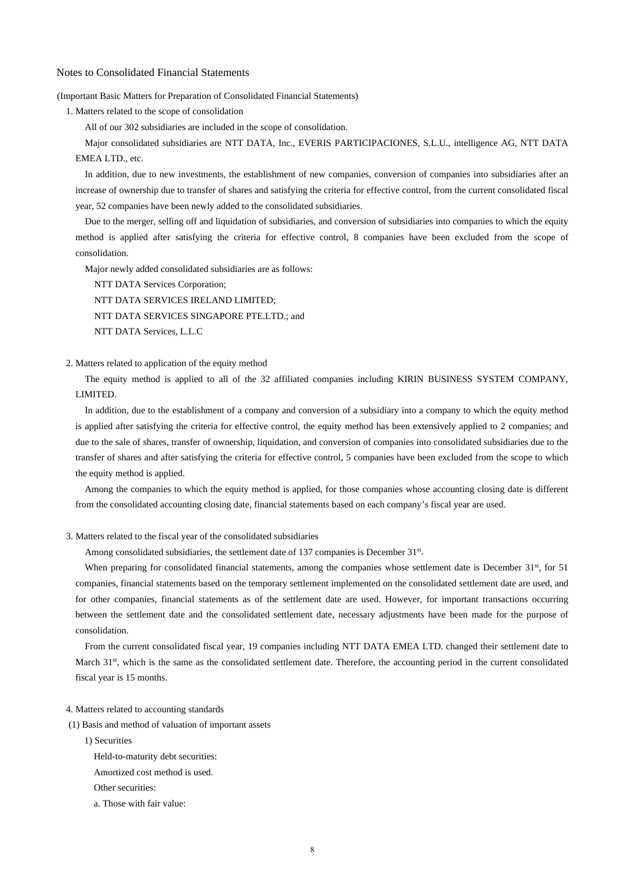## Notes to Consolidated Financial Statements

(Important Basic Matters for Preparation of Consolidated Financial Statements)

1. Matters related to the scope of consolidation

All of our 302 subsidiaries are included in the scope of consolidation.

Major consolidated subsidiaries are NTT DATA, Inc., EVERIS PARTICIPACIONES, S.L.U., intelligence AG, NTT DATA EMEA LTD., etc.

In addition, due to new investments, the establishment of new companies, conversion of companies into subsidiaries after an increase of ownership due to transfer of shares and satisfying the criteria for effective control, from the current consolidated fiscal year, 52 companies have been newly added to the consolidated subsidiaries.

Due to the merger, selling off and liquidation of subsidiaries, and conversion of subsidiaries into companies to which the equity method is applied after satisfying the criteria for effective control, 8 companies have been excluded from the scope of consolidation.

Major newly added consolidated subsidiaries are as follows:

NTT DATA Services Corporation;

NTT DATA SERVICES IRELAND LIMITED;

NTT DATA SERVICES SINGAPORE PTE.LTD.; and

NTT DATA Services, L.L.C

2. Matters related to application of the equity method

The equity method is applied to all of the 32 affiliated companies including KIRIN BUSINESS SYSTEM COMPANY, LIMITED.

In addition, due to the establishment of a company and conversion of a subsidiary into a company to which the equity method is applied after satisfying the criteria for effective control, the equity method has been extensively applied to 2 companies; and due to the sale of shares, transfer of ownership, liquidation, and conversion of companies into consolidated subsidiaries due to the transfer of shares and after satisfying the criteria for effective control, 5 companies have been excluded from the scope to which the equity method is applied.

Among the companies to which the equity method is applied, for those companies whose accounting closing date is different from the consolidated accounting closing date, financial statements based on each company's fiscal year are used.

3. Matters related to the fiscal year of the consolidated subsidiaries

Among consolidated subsidiaries, the settlement date of 137 companies is December 31st.

When preparing for consolidated financial statements, among the companies whose settlement date is December 31st, for 51 companies, financial statements based on the temporary settlement implemented on the consolidated settlement date are used, and for other companies, financial statements as of the settlement date are used. However, for important transactions occurring between the settlement date and the consolidated settlement date, necessary adjustments have been made for the purpose of consolidation.

From the current consolidated fiscal year, 19 companies including NTT DATA EMEA LTD. changed their settlement date to March 31st, which is the same as the consolidated settlement date. Therefore, the accounting period in the current consolidated fiscal year is 15 months.

4. Matters related to accounting standards

(1) Basis and method of valuation of important assets

1) Securities

Held-to-maturity debt securities:

Amortized cost method is used.

Other securities:

a. Those with fair value: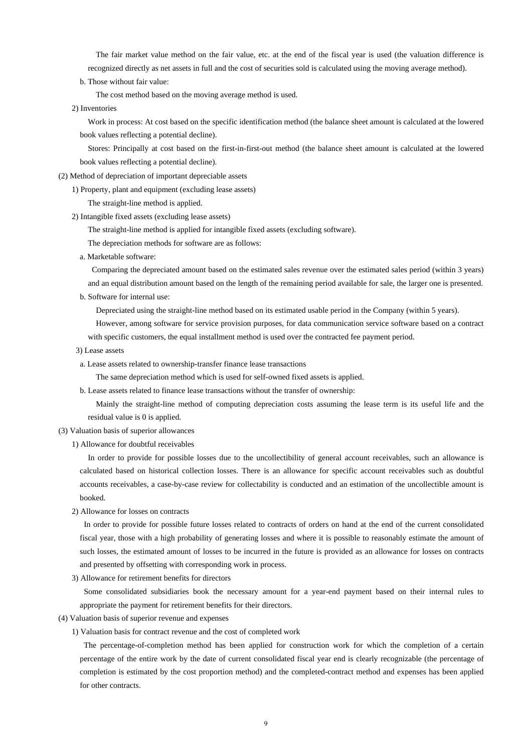The fair market value method on the fair value, etc. at the end of the fiscal year is used (the valuation difference is recognized directly as net assets in full and the cost of securities sold is calculated using the moving average method).

b. Those without fair value:

The cost method based on the moving average method is used.

2) Inventories

Work in process: At cost based on the specific identification method (the balance sheet amount is calculated at the lowered book values reflecting a potential decline).

Stores: Principally at cost based on the first-in-first-out method (the balance sheet amount is calculated at the lowered book values reflecting a potential decline).

(2) Method of depreciation of important depreciable assets

1) Property, plant and equipment (excluding lease assets)

The straight-line method is applied.

2) Intangible fixed assets (excluding lease assets)

The straight-line method is applied for intangible fixed assets (excluding software).

The depreciation methods for software are as follows:

a. Marketable software:

Comparing the depreciated amount based on the estimated sales revenue over the estimated sales period (within 3 years) and an equal distribution amount based on the length of the remaining period available for sale, the larger one is presented.

b. Software for internal use:

Depreciated using the straight-line method based on its estimated usable period in the Company (within 5 years).

However, among software for service provision purposes, for data communication service software based on a contract with specific customers, the equal installment method is used over the contracted fee payment period.

3) Lease assets

a. Lease assets related to ownership-transfer finance lease transactions

The same depreciation method which is used for self-owned fixed assets is applied.

b. Lease assets related to finance lease transactions without the transfer of ownership:

Mainly the straight-line method of computing depreciation costs assuming the lease term is its useful life and the residual value is 0 is applied.

(3) Valuation basis of superior allowances

1) Allowance for doubtful receivables

In order to provide for possible losses due to the uncollectibility of general account receivables, such an allowance is calculated based on historical collection losses. There is an allowance for specific account receivables such as doubtful accounts receivables, a case-by-case review for collectability is conducted and an estimation of the uncollectible amount is booked.

2) Allowance for losses on contracts

In order to provide for possible future losses related to contracts of orders on hand at the end of the current consolidated fiscal year, those with a high probability of generating losses and where it is possible to reasonably estimate the amount of such losses, the estimated amount of losses to be incurred in the future is provided as an allowance for losses on contracts and presented by offsetting with corresponding work in process.

3) Allowance for retirement benefits for directors

Some consolidated subsidiaries book the necessary amount for a year-end payment based on their internal rules to appropriate the payment for retirement benefits for their directors.

(4) Valuation basis of superior revenue and expenses

1) Valuation basis for contract revenue and the cost of completed work

The percentage-of-completion method has been applied for construction work for which the completion of a certain percentage of the entire work by the date of current consolidated fiscal year end is clearly recognizable (the percentage of completion is estimated by the cost proportion method) and the completed-contract method and expenses has been applied for other contracts.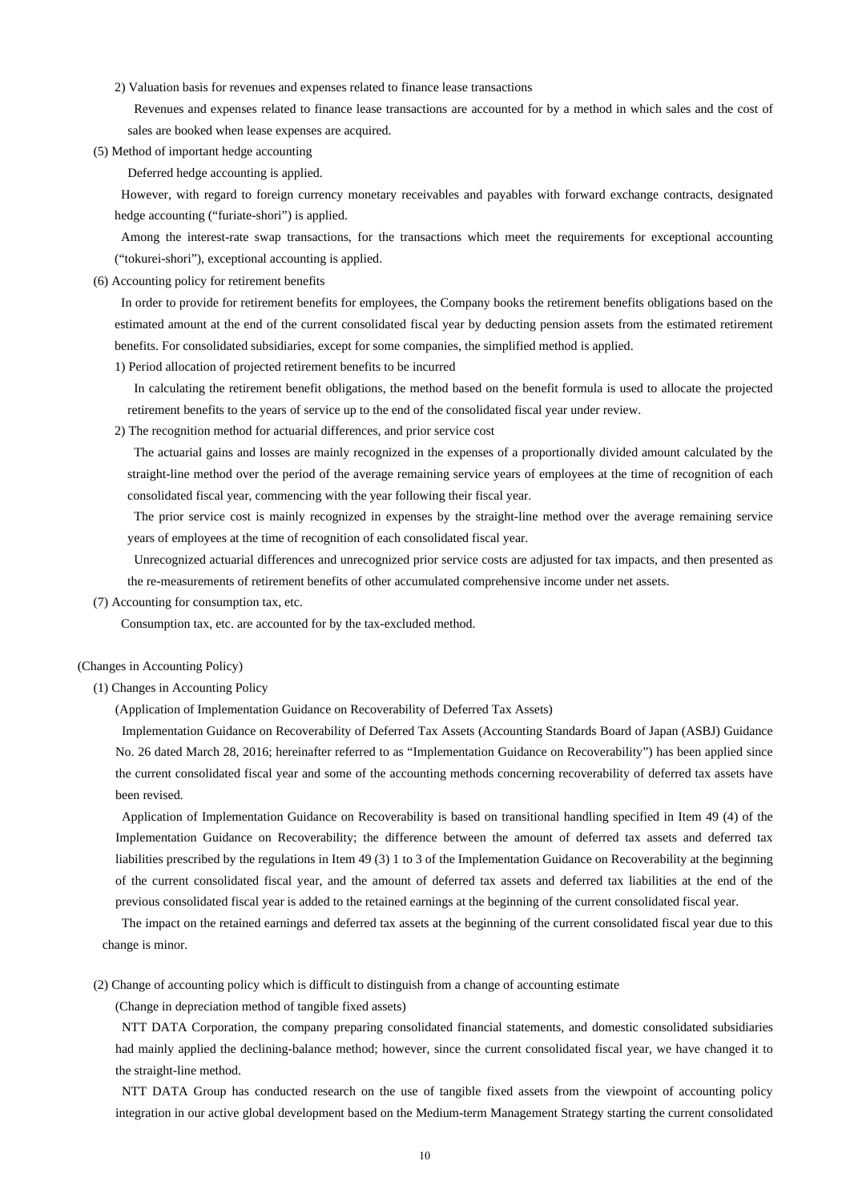2) Valuation basis for revenues and expenses related to finance lease transactions

Revenues and expenses related to finance lease transactions are accounted for by a method in which sales and the cost of sales are booked when lease expenses are acquired.

(5) Method of important hedge accounting

Deferred hedge accounting is applied.

However, with regard to foreign currency monetary receivables and payables with forward exchange contracts, designated hedge accounting ("furiate-shori") is applied.

Among the interest-rate swap transactions, for the transactions which meet the requirements for exceptional accounting ("tokurei-shori"), exceptional accounting is applied.

(6) Accounting policy for retirement benefits

In order to provide for retirement benefits for employees, the Company books the retirement benefits obligations based on the estimated amount at the end of the current consolidated fiscal year by deducting pension assets from the estimated retirement benefits. For consolidated subsidiaries, except for some companies, the simplified method is applied.

1) Period allocation of projected retirement benefits to be incurred

In calculating the retirement benefit obligations, the method based on the benefit formula is used to allocate the projected retirement benefits to the years of service up to the end of the consolidated fiscal year under review.

2) The recognition method for actuarial differences, and prior service cost

The actuarial gains and losses are mainly recognized in the expenses of a proportionally divided amount calculated by the straight-line method over the period of the average remaining service years of employees at the time of recognition of each consolidated fiscal year, commencing with the year following their fiscal year.

The prior service cost is mainly recognized in expenses by the straight-line method over the average remaining service years of employees at the time of recognition of each consolidated fiscal year.

Unrecognized actuarial differences and unrecognized prior service costs are adjusted for tax impacts, and then presented as the re-measurements of retirement benefits of other accumulated comprehensive income under net assets.

(7) Accounting for consumption tax, etc.

Consumption tax, etc. are accounted for by the tax-excluded method.

(Changes in Accounting Policy)

(1) Changes in Accounting Policy

(Application of Implementation Guidance on Recoverability of Deferred Tax Assets)

Implementation Guidance on Recoverability of Deferred Tax Assets (Accounting Standards Board of Japan (ASBJ) Guidance No. 26 dated March 28, 2016; hereinafter referred to as "Implementation Guidance on Recoverability") has been applied since the current consolidated fiscal year and some of the accounting methods concerning recoverability of deferred tax assets have been revised.

Application of Implementation Guidance on Recoverability is based on transitional handling specified in Item 49 (4) of the Implementation Guidance on Recoverability; the difference between the amount of deferred tax assets and deferred tax liabilities prescribed by the regulations in Item 49 (3) 1 to 3 of the Implementation Guidance on Recoverability at the beginning of the current consolidated fiscal year, and the amount of deferred tax assets and deferred tax liabilities at the end of the previous consolidated fiscal year is added to the retained earnings at the beginning of the current consolidated fiscal year.

The impact on the retained earnings and deferred tax assets at the beginning of the current consolidated fiscal year due to this change is minor.

(2) Change of accounting policy which is difficult to distinguish from a change of accounting estimate

(Change in depreciation method of tangible fixed assets)

NTT DATA Corporation, the company preparing consolidated financial statements, and domestic consolidated subsidiaries had mainly applied the declining-balance method; however, since the current consolidated fiscal year, we have changed it to the straight-line method.

NTT DATA Group has conducted research on the use of tangible fixed assets from the viewpoint of accounting policy integration in our active global development based on the Medium-term Management Strategy starting the current consolidated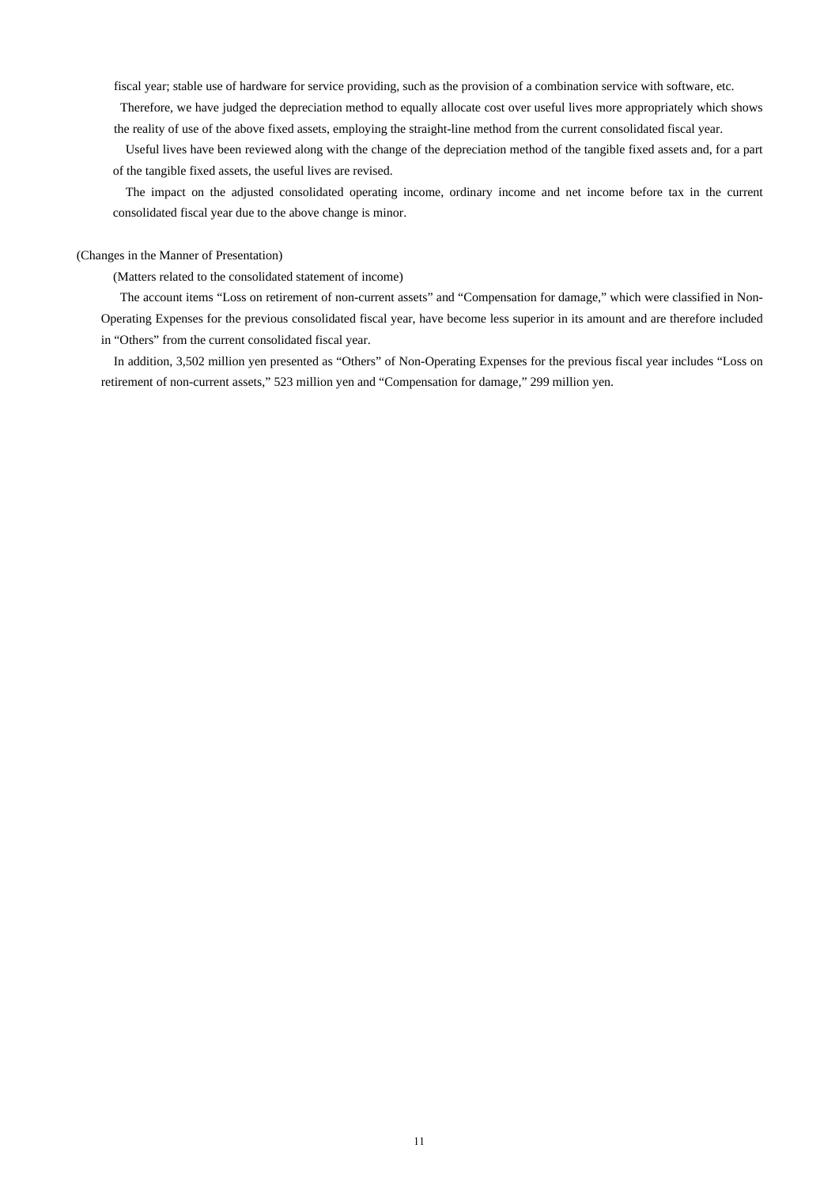fiscal year; stable use of hardware for service providing, such as the provision of a combination service with software, etc.

Therefore, we have judged the depreciation method to equally allocate cost over useful lives more appropriately which shows the reality of use of the above fixed assets, employing the straight-line method from the current consolidated fiscal year.

Useful lives have been reviewed along with the change of the depreciation method of the tangible fixed assets and, for a part of the tangible fixed assets, the useful lives are revised.

The impact on the adjusted consolidated operating income, ordinary income and net income before tax in the current consolidated fiscal year due to the above change is minor.

(Changes in the Manner of Presentation)

(Matters related to the consolidated statement of income)

The account items "Loss on retirement of non-current assets" and "Compensation for damage," which were classified in Non-Operating Expenses for the previous consolidated fiscal year, have become less superior in its amount and are therefore included in "Others" from the current consolidated fiscal year.

In addition, 3,502 million yen presented as "Others" of Non-Operating Expenses for the previous fiscal year includes "Loss on retirement of non-current assets," 523 million yen and "Compensation for damage," 299 million yen.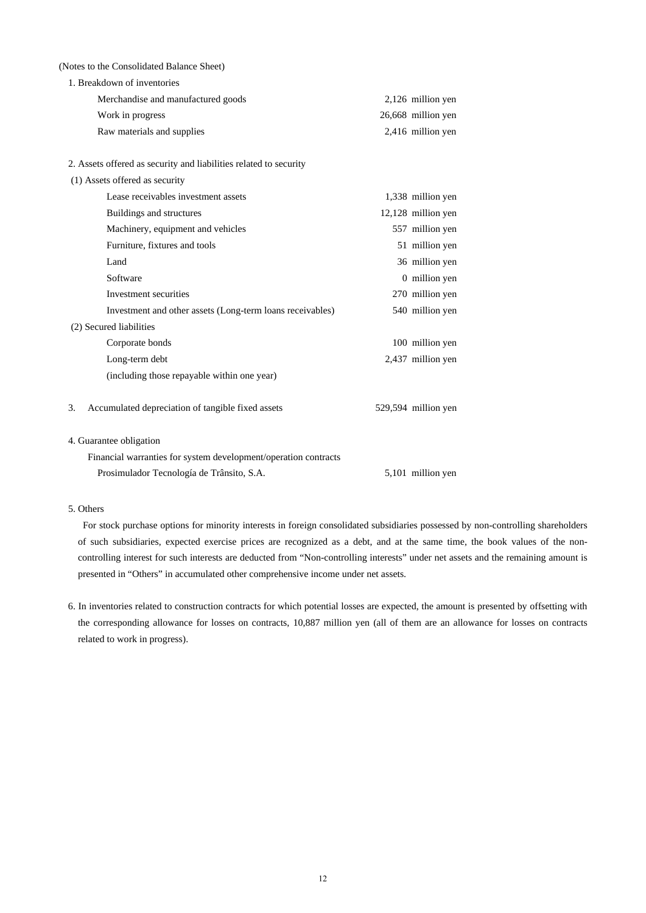(Notes to the Consolidated Balance Sheet)

1. Breakdown of inventories

| | |
|---|---|
| Merchandise and manufactured goods | 2,126 million yen |
| Work in progress | 26,668 million yen |
| Raw materials and supplies | 2,416 million yen |

2. Assets offered as security and liabilities related to security

(1) Assets offered as security

| | |
|---|---|
| Lease receivables investment assets | 1,338 million yen |
| Buildings and structures | 12,128 million yen |
| Machinery, equipment and vehicles | 557 million yen |
| Furniture, fixtures and tools | 51 million yen |
| Land | 36 million yen |
| Software | 0 million yen |
| Investment securities | 270 million yen |
| Investment and other assets (Long-term loans receivables) | 540 million yen |

(2) Secured liabilities

| | |
|---|---|
| Corporate bonds | 100 million yen |
| Long-term debt | 2,437 million yen |
| (including those repayable within one year) | |

3. Accumulated depreciation of tangible fixed assets 529,594 million yen

4. Guarantee obligation

Financial warranties for system development/operation contracts

| | |
|---|---|
| Prosimulador Tecnología de Trânsito, S.A. | 5,101 million yen |

5. Others

For stock purchase options for minority interests in foreign consolidated subsidiaries possessed by non-controlling shareholders of such subsidiaries, expected exercise prices are recognized as a debt, and at the same time, the book values of the non-controlling interest for such interests are deducted from "Non-controlling interests" under net assets and the remaining amount is presented in "Others" in accumulated other comprehensive income under net assets.

6. In inventories related to construction contracts for which potential losses are expected, the amount is presented by offsetting with the corresponding allowance for losses on contracts, 10,887 million yen (all of them are an allowance for losses on contracts related to work in progress).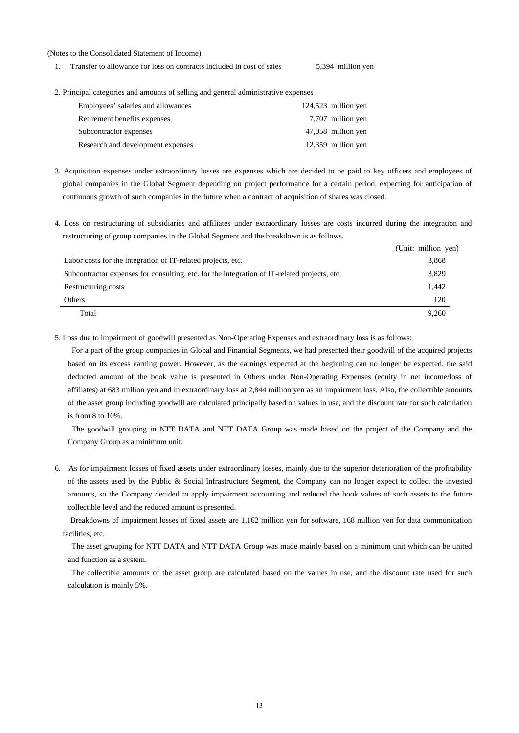(Notes to the Consolidated Statement of Income)

1. Transfer to allowance for loss on contracts included in cost of sales 5,394 million yen

2. Principal categories and amounts of selling and general administrative expenses

| | |
|---|---|
| Employees' salaries and allowances | 124,523 million yen |
| Retirement benefits expenses | 7,707 million yen |
| Subcontractor expenses | 47,058 million yen |
| Research and development expenses | 12,359 million yen |

3. Acquisition expenses under extraordinary losses are expenses which are decided to be paid to key officers and employees of global companies in the Global Segment depending on project performance for a certain period, expecting for anticipation of continuous growth of such companies in the future when a contract of acquisition of shares was closed.

4. Loss on restructuring of subsidiaries and affiliates under extraordinary losses are costs incurred during the integration and restructuring of group companies in the Global Segment and the breakdown is as follows.

| | (Unit: million yen) |
|---|---|
| Labor costs for the integration of IT-related projects, etc. | 3,868 |
| Subcontractor expenses for consulting, etc. for the integration of IT-related projects, etc. | 3,829 |
| Restructuring costs | 1,442 |
| Others | 120 |
| Total | 9,260 |

5. Loss due to impairment of goodwill presented as Non-Operating Expenses and extraordinary loss is as follows:

For a part of the group companies in Global and Financial Segments, we had presented their goodwill of the acquired projects based on its excess earning power. However, as the earnings expected at the beginning can no longer be expected, the said deducted amount of the book value is presented in Others under Non-Operating Expenses (equity in net income/loss of affiliates) at 683 million yen and in extraordinary loss at 2,844 million yen as an impairment loss. Also, the collectible amounts of the asset group including goodwill are calculated principally based on values in use, and the discount rate for such calculation is from 8 to 10%.

The goodwill grouping in NTT DATA and NTT DATA Group was made based on the project of the Company and the Company Group as a minimum unit.

6. As for impairment losses of fixed assets under extraordinary losses, mainly due to the superior deterioration of the profitability of the assets used by the Public & Social Infrastructure Segment, the Company can no longer expect to collect the invested amounts, so the Company decided to apply impairment accounting and reduced the book values of such assets to the future collectible level and the reduced amount is presented.

Breakdowns of impairment losses of fixed assets are 1,162 million yen for software, 168 million yen for data communication facilities, etc.

The asset grouping for NTT DATA and NTT DATA Group was made mainly based on a minimum unit which can be united and function as a system.

The collectible amounts of the asset group are calculated based on the values in use, and the discount rate used for such calculation is mainly 5%.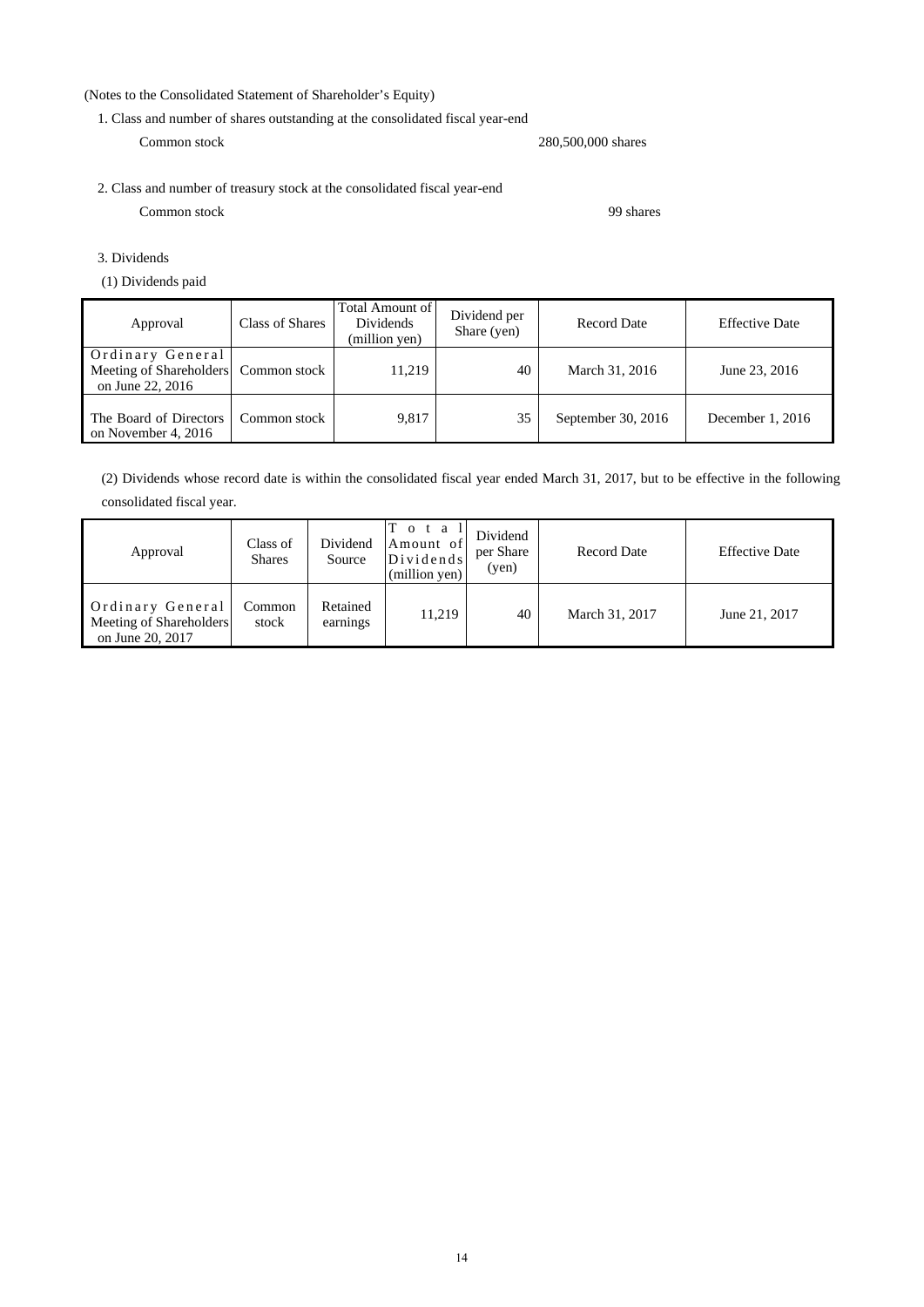(Notes to the Consolidated Statement of Shareholder's Equity)

1. Class and number of shares outstanding at the consolidated fiscal year-end

Common stock 280,500,000 shares

2. Class and number of treasury stock at the consolidated fiscal year-end

Common stock 99 shares

3. Dividends

(1) Dividends paid

| Approval | Class of Shares | Total Amount of Dividends (million yen) | Dividend per Share (yen) | Record Date | Effective Date |
|---|---|---|---|---|---|
| Ordinary General Meeting of Shareholders on June 22, 2016 | Common stock | 11,219 | 40 | March 31, 2016 | June 23, 2016 |
| The Board of Directors on November 4, 2016 | Common stock | 9,817 | 35 | September 30, 2016 | December 1, 2016 |

(2) Dividends whose record date is within the consolidated fiscal year ended March 31, 2017, but to be effective in the following consolidated fiscal year.

| Approval | Class of Shares | Dividend Source | Total Amount of Dividends (million yen) | Dividend per Share (yen) | Record Date | Effective Date |
|---|---|---|---|---|---|---|
| Ordinary General Meeting of Shareholders on June 20, 2017 | Common stock | Retained earnings | 11,219 | 40 | March 31, 2017 | June 21, 2017 |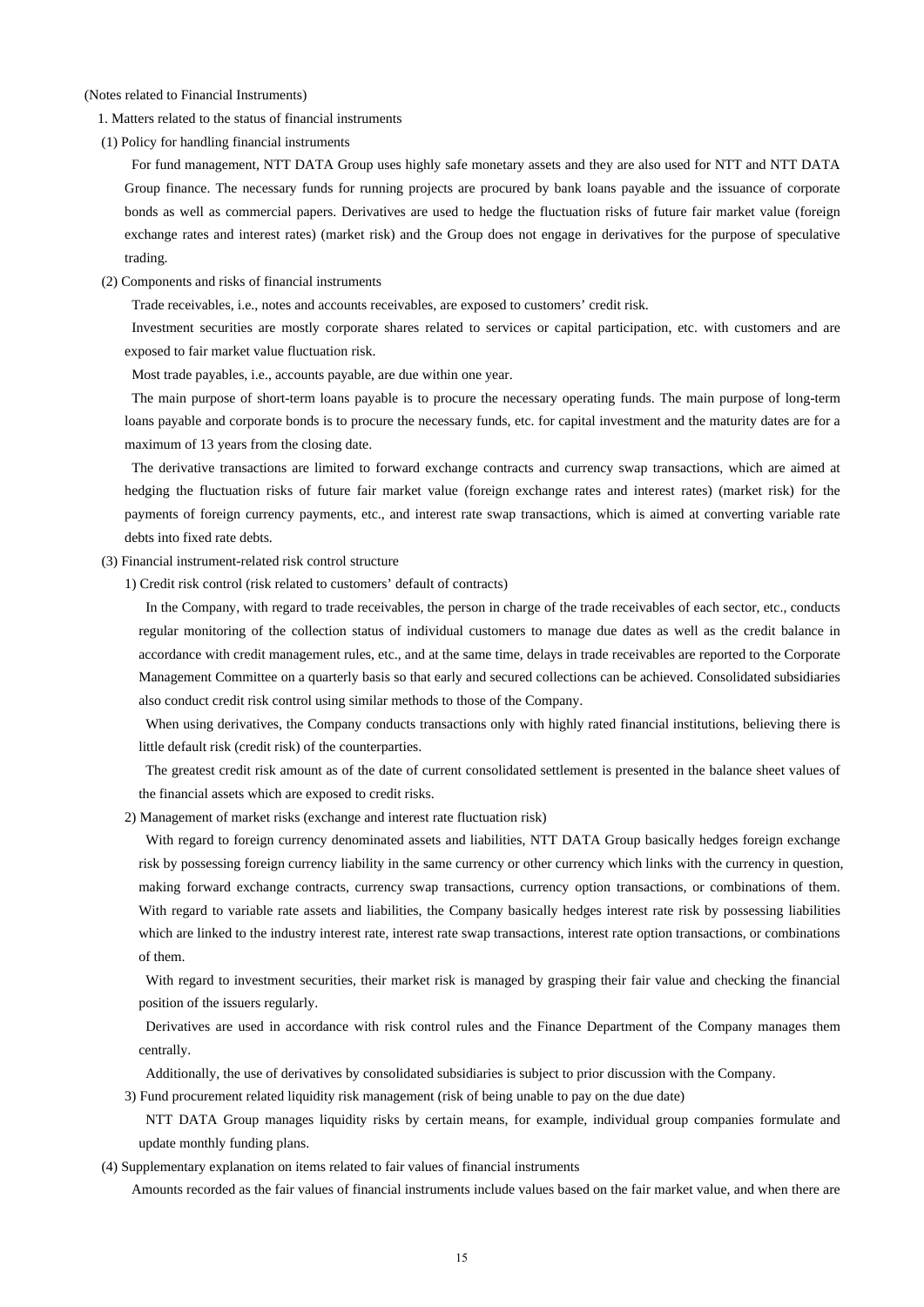(Notes related to Financial Instruments)

1. Matters related to the status of financial instruments

(1) Policy for handling financial instruments

For fund management, NTT DATA Group uses highly safe monetary assets and they are also used for NTT and NTT DATA Group finance. The necessary funds for running projects are procured by bank loans payable and the issuance of corporate bonds as well as commercial papers. Derivatives are used to hedge the fluctuation risks of future fair market value (foreign exchange rates and interest rates) (market risk) and the Group does not engage in derivatives for the purpose of speculative trading.

(2) Components and risks of financial instruments

Trade receivables, i.e., notes and accounts receivables, are exposed to customers' credit risk.

Investment securities are mostly corporate shares related to services or capital participation, etc. with customers and are exposed to fair market value fluctuation risk.

Most trade payables, i.e., accounts payable, are due within one year.

The main purpose of short-term loans payable is to procure the necessary operating funds. The main purpose of long-term loans payable and corporate bonds is to procure the necessary funds, etc. for capital investment and the maturity dates are for a maximum of 13 years from the closing date.

The derivative transactions are limited to forward exchange contracts and currency swap transactions, which are aimed at hedging the fluctuation risks of future fair market value (foreign exchange rates and interest rates) (market risk) for the payments of foreign currency payments, etc., and interest rate swap transactions, which is aimed at converting variable rate debts into fixed rate debts.

(3) Financial instrument-related risk control structure

1) Credit risk control (risk related to customers' default of contracts)

In the Company, with regard to trade receivables, the person in charge of the trade receivables of each sector, etc., conducts regular monitoring of the collection status of individual customers to manage due dates as well as the credit balance in accordance with credit management rules, etc., and at the same time, delays in trade receivables are reported to the Corporate Management Committee on a quarterly basis so that early and secured collections can be achieved. Consolidated subsidiaries also conduct credit risk control using similar methods to those of the Company.

When using derivatives, the Company conducts transactions only with highly rated financial institutions, believing there is little default risk (credit risk) of the counterparties.

The greatest credit risk amount as of the date of current consolidated settlement is presented in the balance sheet values of the financial assets which are exposed to credit risks.

2) Management of market risks (exchange and interest rate fluctuation risk)

With regard to foreign currency denominated assets and liabilities, NTT DATA Group basically hedges foreign exchange risk by possessing foreign currency liability in the same currency or other currency which links with the currency in question, making forward exchange contracts, currency swap transactions, currency option transactions, or combinations of them. With regard to variable rate assets and liabilities, the Company basically hedges interest rate risk by possessing liabilities which are linked to the industry interest rate, interest rate swap transactions, interest rate option transactions, or combinations of them.

With regard to investment securities, their market risk is managed by grasping their fair value and checking the financial position of the issuers regularly.

Derivatives are used in accordance with risk control rules and the Finance Department of the Company manages them centrally.

Additionally, the use of derivatives by consolidated subsidiaries is subject to prior discussion with the Company.

3) Fund procurement related liquidity risk management (risk of being unable to pay on the due date)

NTT DATA Group manages liquidity risks by certain means, for example, individual group companies formulate and update monthly funding plans.

(4) Supplementary explanation on items related to fair values of financial instruments

Amounts recorded as the fair values of financial instruments include values based on the fair market value, and when there are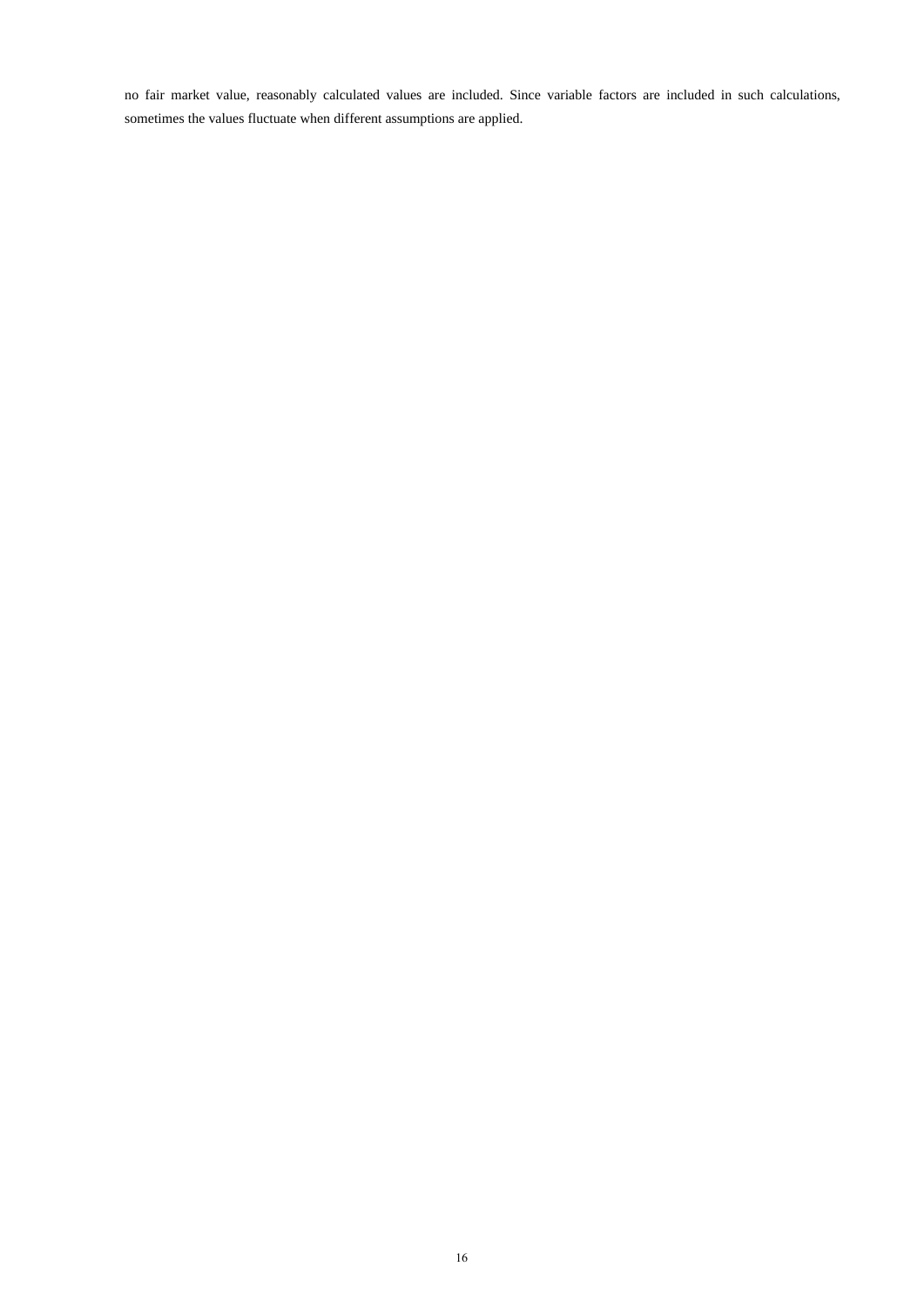no fair market value, reasonably calculated values are included. Since variable factors are included in such calculations, sometimes the values fluctuate when different assumptions are applied.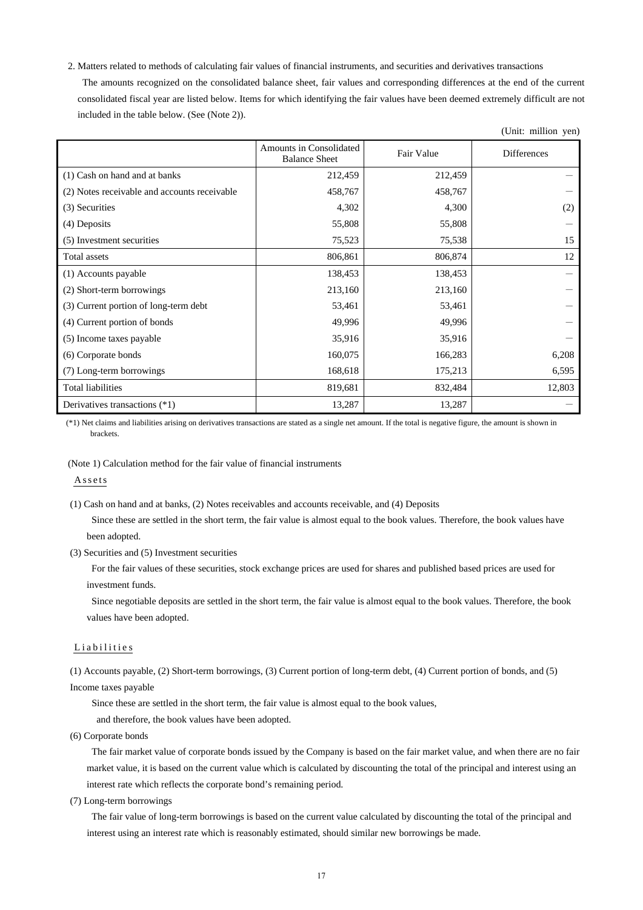2. Matters related to methods of calculating fair values of financial instruments, and securities and derivatives transactions

The amounts recognized on the consolidated balance sheet, fair values and corresponding differences at the end of the current consolidated fiscal year are listed below. Items for which identifying the fair values have been deemed extremely difficult are not included in the table below. (See (Note 2)).

(Unit: million yen)

| | Amounts in Consolidated Balance Sheet | Fair Value | Differences |
|---|---|---|---|
| (1) Cash on hand and at banks | 212,459 | 212,459 | — |
| (2) Notes receivable and accounts receivable | 458,767 | 458,767 | — |
| (3) Securities | 4,302 | 4,300 | (2) |
| (4) Deposits | 55,808 | 55,808 | — |
| (5) Investment securities | 75,523 | 75,538 | 15 |
| Total assets | 806,861 | 806,874 | 12 |
| (1) Accounts payable | 138,453 | 138,453 | — |
| (2) Short-term borrowings | 213,160 | 213,160 | — |
| (3) Current portion of long-term debt | 53,461 | 53,461 | — |
| (4) Current portion of bonds | 49,996 | 49,996 | — |
| (5) Income taxes payable | 35,916 | 35,916 | — |
| (6) Corporate bonds | 160,075 | 166,283 | 6,208 |
| (7) Long-term borrowings | 168,618 | 175,213 | 6,595 |
| Total liabilities | 819,681 | 832,484 | 12,803 |
| Derivatives transactions (*1) | 13,287 | 13,287 | — |

(*1) Net claims and liabilities arising on derivatives transactions are stated as a single net amount. If the total is negative figure, the amount is shown in brackets.

(Note 1) Calculation method for the fair value of financial instruments

Assets

(1) Cash on hand and at banks, (2) Notes receivables and accounts receivable, and (4) Deposits

Since these are settled in the short term, the fair value is almost equal to the book values. Therefore, the book values have been adopted.

(3) Securities and (5) Investment securities

For the fair values of these securities, stock exchange prices are used for shares and published based prices are used for investment funds.

Since negotiable deposits are settled in the short term, the fair value is almost equal to the book values. Therefore, the book values have been adopted.

Liabilities

(1) Accounts payable, (2) Short-term borrowings, (3) Current portion of long-term debt, (4) Current portion of bonds, and (5) Income taxes payable

Since these are settled in the short term, the fair value is almost equal to the book values, and therefore, the book values have been adopted.

(6) Corporate bonds

The fair market value of corporate bonds issued by the Company is based on the fair market value, and when there are no fair market value, it is based on the current value which is calculated by discounting the total of the principal and interest using an interest rate which reflects the corporate bond's remaining period.

(7) Long-term borrowings

The fair value of long-term borrowings is based on the current value calculated by discounting the total of the principal and interest using an interest rate which is reasonably estimated, should similar new borrowings be made.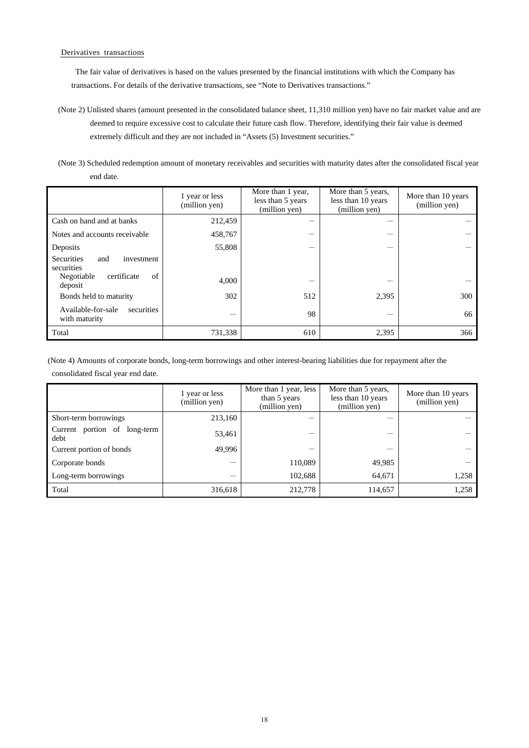Derivatives transactions

The fair value of derivatives is based on the values presented by the financial institutions with which the Company has transactions. For details of the derivative transactions, see "Note to Derivatives transactions."

(Note 2) Unlisted shares (amount presented in the consolidated balance sheet, 11,310 million yen) have no fair market value and are deemed to require excessive cost to calculate their future cash flow. Therefore, identifying their fair value is deemed extremely difficult and they are not included in "Assets (5) Investment securities."

(Note 3) Scheduled redemption amount of monetary receivables and securities with maturity dates after the consolidated fiscal year end date.

| | 1 year or less (million yen) | More than 1 year, less than 5 years (million yen) | More than 5 years, less than 10 years (million yen) | More than 10 years (million yen) |
|---|---|---|---|---|
| Cash on hand and at banks | 212,459 | — | — | — |
| Notes and accounts receivable | 458,767 | — | — | — |
| Deposits | 55,808 | — | — | — |
| Securities and investment securities | | | | |
| Negotiable certificate of deposit | 4,000 | — | — | — |
| Bonds held to maturity | 302 | 512 | 2,395 | 300 |
| Available-for-sale securities with maturity | — | 98 | — | 66 |
| Total | 731,338 | 610 | 2,395 | 366 |

(Note 4) Amounts of corporate bonds, long-term borrowings and other interest-bearing liabilities due for repayment after the consolidated fiscal year end date.

| | 1 year or less (million yen) | More than 1 year, less than 5 years (million yen) | More than 5 years, less than 10 years (million yen) | More than 10 years (million yen) |
|---|---|---|---|---|
| Short-term borrowings | 213,160 | — | — | — |
| Current portion of long-term debt | 53,461 | — | — | — |
| Current portion of bonds | 49,996 | — | — | — |
| Corporate bonds | — | 110,089 | 49,985 | — |
| Long-term borrowings | — | 102,688 | 64,671 | 1,258 |
| Total | 316,618 | 212,778 | 114,657 | 1,258 |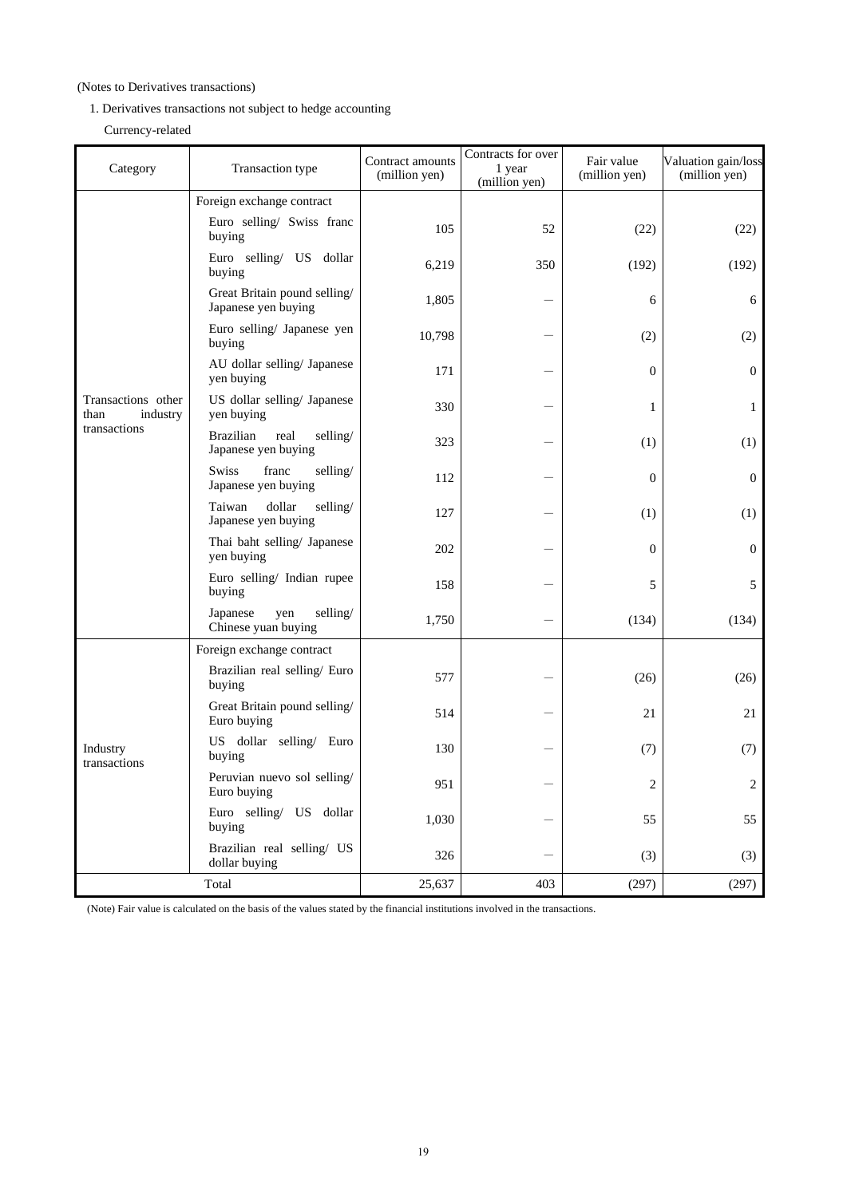(Notes to Derivatives transactions)

1. Derivatives transactions not subject to hedge accounting

Currency-related

| Category | Transaction type | Contract amounts (million yen) | Contracts for over 1 year (million yen) | Fair value (million yen) | Valuation gain/loss (million yen) |
|---|---|---|---|---|---|
| Transactions other than industry transactions | Foreign exchange contract | | | | |
| | Euro selling/ Swiss franc buying | 105 | 52 | (22) | (22) |
| | Euro selling/ US dollar buying | 6,219 | 350 | (192) | (192) |
| | Great Britain pound selling/ Japanese yen buying | 1,805 | — | 6 | 6 |
| | Euro selling/ Japanese yen buying | 10,798 | — | (2) | (2) |
| | AU dollar selling/ Japanese yen buying | 171 | — | 0 | 0 |
| | US dollar selling/ Japanese yen buying | 330 | — | 1 | 1 |
| | Brazilian real selling/ Japanese yen buying | 323 | — | (1) | (1) |
| | Swiss franc selling/ Japanese yen buying | 112 | — | 0 | 0 |
| | Taiwan dollar selling/ Japanese yen buying | 127 | — | (1) | (1) |
| | Thai baht selling/ Japanese yen buying | 202 | — | 0 | 0 |
| | Euro selling/ Indian rupee buying | 158 | — | 5 | 5 |
| | Japanese yen selling/ Chinese yuan buying | 1,750 | — | (134) | (134) |
| Industry transactions | Foreign exchange contract | | | | |
| | Brazilian real selling/ Euro buying | 577 | — | (26) | (26) |
| | Great Britain pound selling/ Euro buying | 514 | — | 21 | 21 |
| | US dollar selling/ Euro buying | 130 | — | (7) | (7) |
| | Peruvian nuevo sol selling/ Euro buying | 951 | — | 2 | 2 |
| | Euro selling/ US dollar buying | 1,030 | — | 55 | 55 |
| | Brazilian real selling/ US dollar buying | 326 | — | (3) | (3) |
| Total | | 25,637 | 403 | (297) | (297) |

(Note) Fair value is calculated on the basis of the values stated by the financial institutions involved in the transactions.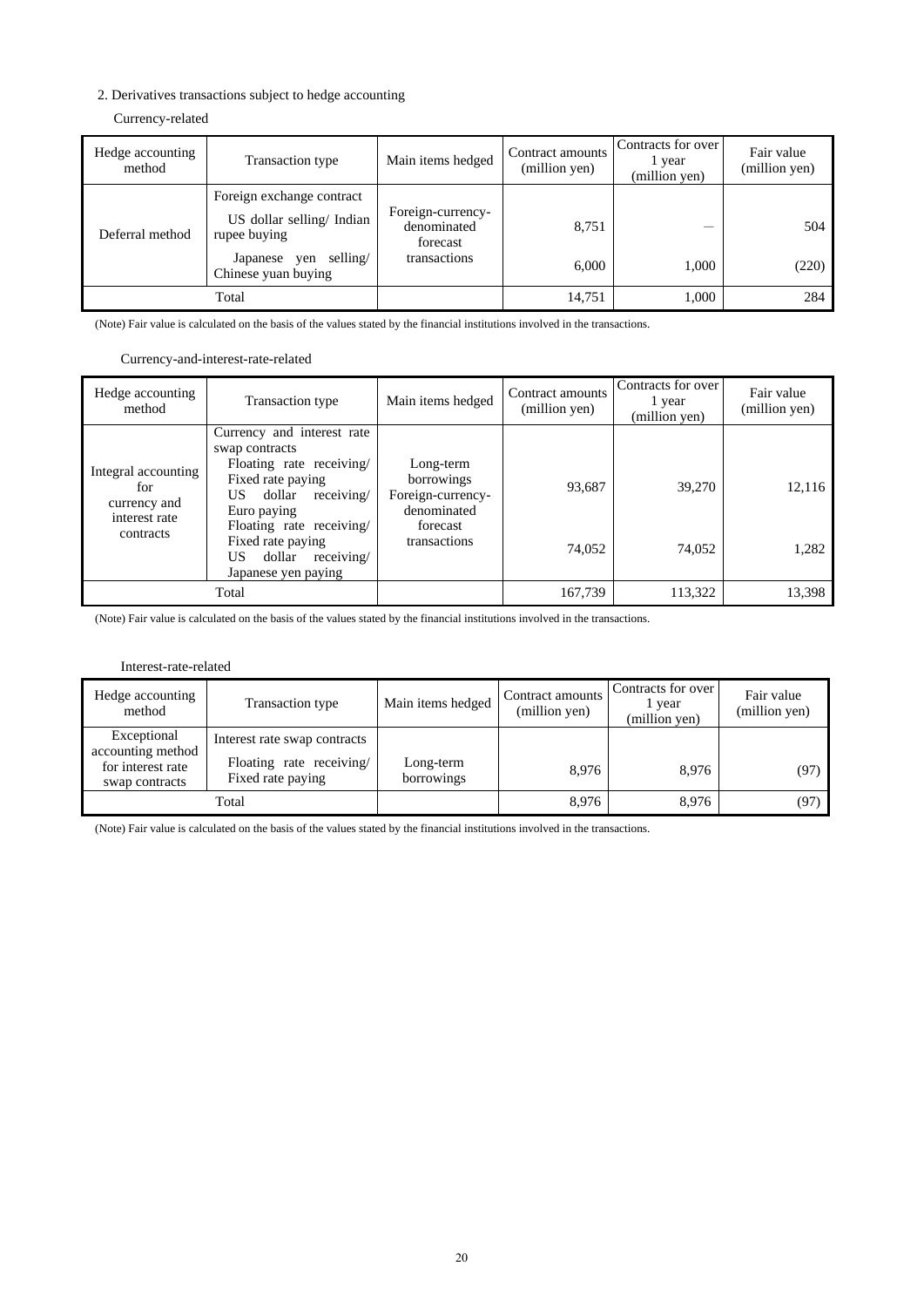2. Derivatives transactions subject to hedge accounting

Currency-related

| Hedge accounting method | Transaction type | Main items hedged | Contract amounts (million yen) | Contracts for over 1 year (million yen) | Fair value (million yen) |
|---|---|---|---|---|---|
| Deferral method | Foreign exchange contract | Foreign-currency-denominated forecast transactions | | | |
| | US dollar selling/ Indian rupee buying | | 8,751 | — | 504 |
| | Japanese yen selling/ Chinese yuan buying | | 6,000 | 1,000 | (220) |
| Total | | | 14,751 | 1,000 | 284 |

(Note) Fair value is calculated on the basis of the values stated by the financial institutions involved in the transactions.

Currency-and-interest-rate-related

| Hedge accounting method | Transaction type | Main items hedged | Contract amounts (million yen) | Contracts for over 1 year (million yen) | Fair value (million yen) |
|---|---|---|---|---|---|
| Integral accounting for currency and interest rate contracts | Currency and interest rate swap contracts | Long-term borrowings Foreign-currency-denominated forecast transactions | | | |
| | Floating rate receiving/ Fixed rate paying US dollar receiving/ Euro paying | | 93,687 | 39,270 | 12,116 |
| | Floating rate receiving/ Fixed rate paying US dollar receiving/ Japanese yen paying | | 74,052 | 74,052 | 1,282 |
| Total | | | 167,739 | 113,322 | 13,398 |

(Note) Fair value is calculated on the basis of the values stated by the financial institutions involved in the transactions.

Interest-rate-related

| Hedge accounting method | Transaction type | Main items hedged | Contract amounts (million yen) | Contracts for over 1 year (million yen) | Fair value (million yen) |
|---|---|---|---|---|---|
| Exceptional accounting method for interest rate swap contracts | Interest rate swap contracts | Long-term borrowings | | | |
| | Floating rate receiving/ Fixed rate paying | | 8,976 | 8,976 | (97) |
| Total | | | 8,976 | 8,976 | (97) |

(Note) Fair value is calculated on the basis of the values stated by the financial institutions involved in the transactions.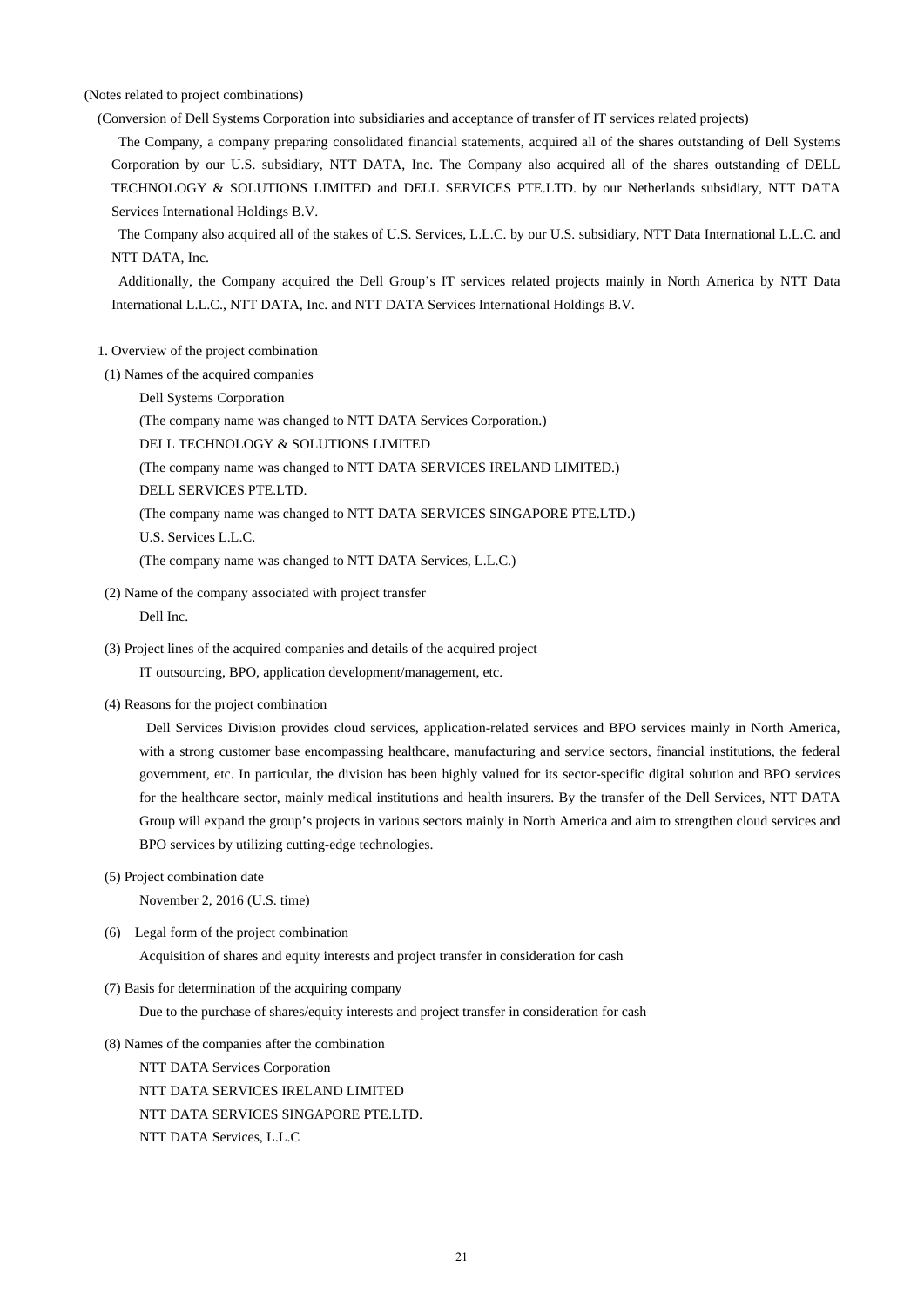(Notes related to project combinations)

(Conversion of Dell Systems Corporation into subsidiaries and acceptance of transfer of IT services related projects)

The Company, a company preparing consolidated financial statements, acquired all of the shares outstanding of Dell Systems Corporation by our U.S. subsidiary, NTT DATA, Inc. The Company also acquired all of the shares outstanding of DELL TECHNOLOGY & SOLUTIONS LIMITED and DELL SERVICES PTE.LTD. by our Netherlands subsidiary, NTT DATA Services International Holdings B.V.

The Company also acquired all of the stakes of U.S. Services, L.L.C. by our U.S. subsidiary, NTT Data International L.L.C. and NTT DATA, Inc.

Additionally, the Company acquired the Dell Group's IT services related projects mainly in North America by NTT Data International L.L.C., NTT DATA, Inc. and NTT DATA Services International Holdings B.V.

1. Overview of the project combination

(1) Names of the acquired companies

Dell Systems Corporation

(The company name was changed to NTT DATA Services Corporation.)

DELL TECHNOLOGY & SOLUTIONS LIMITED

(The company name was changed to NTT DATA SERVICES IRELAND LIMITED.)

DELL SERVICES PTE.LTD.

(The company name was changed to NTT DATA SERVICES SINGAPORE PTE.LTD.)

U.S. Services L.L.C.

(The company name was changed to NTT DATA Services, L.L.C.)

(2) Name of the company associated with project transfer

Dell Inc.

(3) Project lines of the acquired companies and details of the acquired project

IT outsourcing, BPO, application development/management, etc.

(4) Reasons for the project combination

Dell Services Division provides cloud services, application-related services and BPO services mainly in North America, with a strong customer base encompassing healthcare, manufacturing and service sectors, financial institutions, the federal government, etc. In particular, the division has been highly valued for its sector-specific digital solution and BPO services for the healthcare sector, mainly medical institutions and health insurers. By the transfer of the Dell Services, NTT DATA Group will expand the group's projects in various sectors mainly in North America and aim to strengthen cloud services and BPO services by utilizing cutting-edge technologies.

(5) Project combination date

November 2, 2016 (U.S. time)

(6) Legal form of the project combination

Acquisition of shares and equity interests and project transfer in consideration for cash

(7) Basis for determination of the acquiring company

Due to the purchase of shares/equity interests and project transfer in consideration for cash

(8) Names of the companies after the combination

NTT DATA Services Corporation

NTT DATA SERVICES IRELAND LIMITED

NTT DATA SERVICES SINGAPORE PTE.LTD.

NTT DATA Services, L.L.C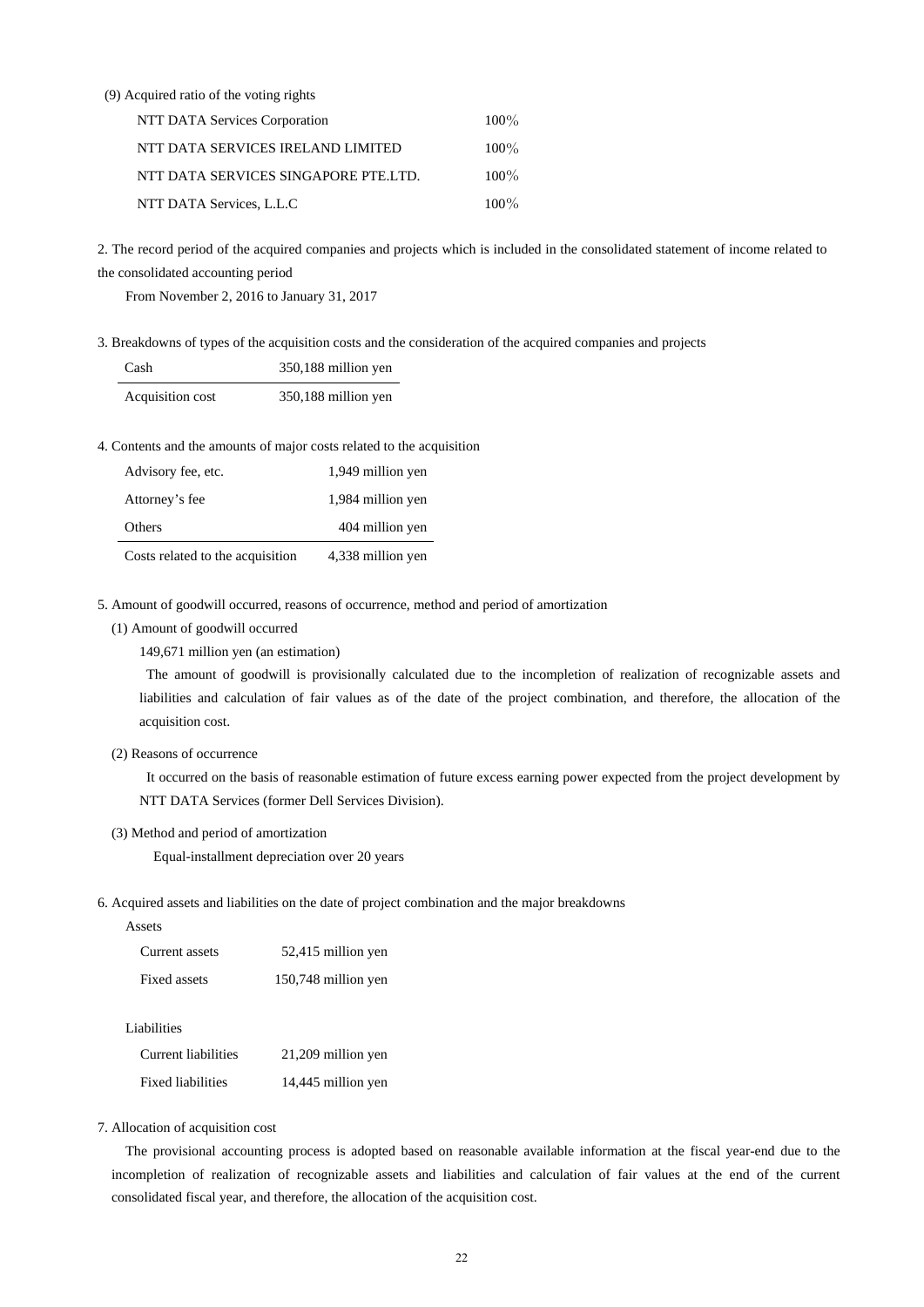(9) Acquired ratio of the voting rights

| | |
|---|---|
| NTT DATA Services Corporation | 100% |
| NTT DATA SERVICES IRELAND LIMITED | 100% |
| NTT DATA SERVICES SINGAPORE PTE.LTD. | 100% |
| NTT DATA Services, L.L.C | 100% |

2. The record period of the acquired companies and projects which is included in the consolidated statement of income related to the consolidated accounting period

From November 2, 2016 to January 31, 2017

3. Breakdowns of types of the acquisition costs and the consideration of the acquired companies and projects

| | |
|---|---|
| Cash | 350,188 million yen |
| Acquisition cost | 350,188 million yen |

4. Contents and the amounts of major costs related to the acquisition

| | |
|---|---|
| Advisory fee, etc. | 1,949 million yen |
| Attorney's fee | 1,984 million yen |
| Others | 404 million yen |
| Costs related to the acquisition | 4,338 million yen |

5. Amount of goodwill occurred, reasons of occurrence, method and period of amortization

(1) Amount of goodwill occurred

149,671 million yen (an estimation)

The amount of goodwill is provisionally calculated due to the incompletion of realization of recognizable assets and liabilities and calculation of fair values as of the date of the project combination, and therefore, the allocation of the acquisition cost.

(2) Reasons of occurrence

It occurred on the basis of reasonable estimation of future excess earning power expected from the project development by NTT DATA Services (former Dell Services Division).

(3) Method and period of amortization

Equal-installment depreciation over 20 years

6. Acquired assets and liabilities on the date of project combination and the major breakdowns

Assets

| | |
|---|---|
| Current assets | 52,415 million yen |
| Fixed assets | 150,748 million yen |

Liabilities

| | |
|---|---|
| Current liabilities | 21,209 million yen |
| Fixed liabilities | 14,445 million yen |

7. Allocation of acquisition cost

The provisional accounting process is adopted based on reasonable available information at the fiscal year-end due to the incompletion of realization of recognizable assets and liabilities and calculation of fair values at the end of the current consolidated fiscal year, and therefore, the allocation of the acquisition cost.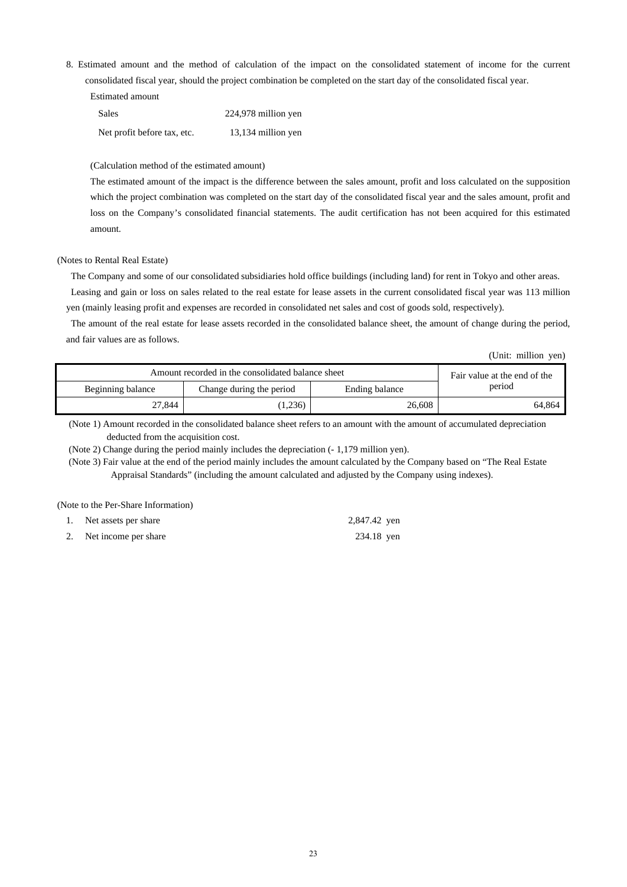8. Estimated amount and the method of calculation of the impact on the consolidated statement of income for the current consolidated fiscal year, should the project combination be completed on the start day of the consolidated fiscal year.

Estimated amount

| | |
|---|---|
| Sales | 224,978 million yen |
| Net profit before tax, etc. | 13,134 million yen |

(Calculation method of the estimated amount)

The estimated amount of the impact is the difference between the sales amount, profit and loss calculated on the supposition which the project combination was completed on the start day of the consolidated fiscal year and the sales amount, profit and loss on the Company's consolidated financial statements. The audit certification has not been acquired for this estimated amount.

(Notes to Rental Real Estate)

The Company and some of our consolidated subsidiaries hold office buildings (including land) for rent in Tokyo and other areas.

Leasing and gain or loss on sales related to the real estate for lease assets in the current consolidated fiscal year was 113 million yen (mainly leasing profit and expenses are recorded in consolidated net sales and cost of goods sold, respectively).

The amount of the real estate for lease assets recorded in the consolidated balance sheet, the amount of change during the period, and fair values are as follows.

(Unit: million yen)

| Amount recorded in the consolidated balance sheet | | | Fair value at the end of the period |
|---|---|---|---|
| Beginning balance | Change during the period | Ending balance | |
| 27,844 | (1,236) | 26,608 | 64,864 |

(Note 1) Amount recorded in the consolidated balance sheet refers to an amount with the amount of accumulated depreciation deducted from the acquisition cost.

(Note 2) Change during the period mainly includes the depreciation (- 1,179 million yen).

(Note 3) Fair value at the end of the period mainly includes the amount calculated by the Company based on "The Real Estate Appraisal Standards" (including the amount calculated and adjusted by the Company using indexes).

(Note to the Per-Share Information)

1. Net assets per share 2,847.42 yen
2. Net income per share 234.18 yen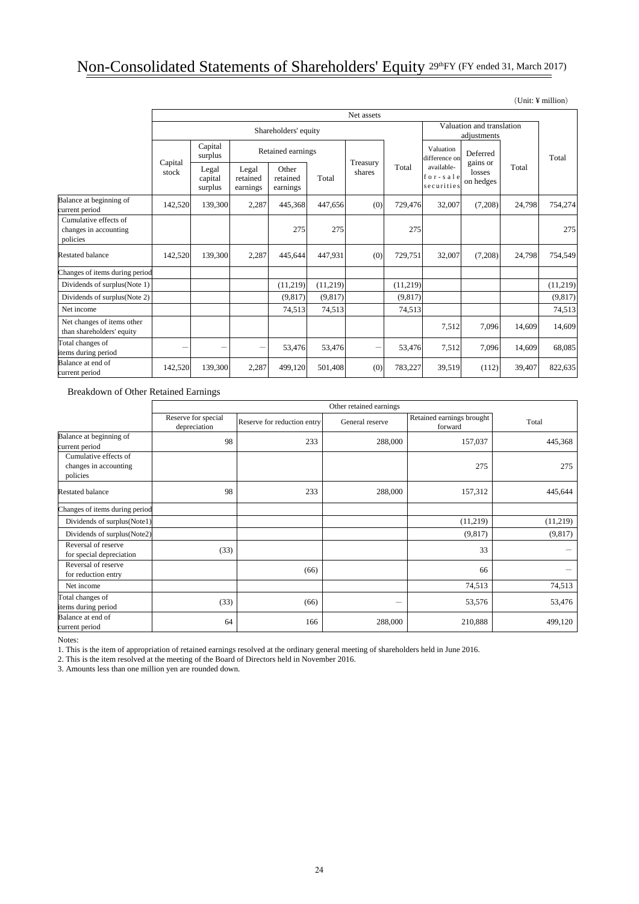# Non-Consolidated Statements of Shareholders' Equity 29thFY (FY ended 31, March 2017)

(Unit: ¥ million)

| | Net assets | | | | | | | | | | |
|---|---|---|---|---|---|---|---|---|---|---|---|
| | Shareholders' equity | | | | | | | Valuation and translation adjustments | | | Total |
| | Capital stock | Capital surplus | Retained earnings | | | Treasury shares | Total | Valuation difference on available-for-sale securities | Deferred gains or losses on hedges | Total | |
| | | Legal capital surplus | Legal retained earnings | Other retained earnings | Total | | | | | | |
| Balance at beginning of current period | 142,520 | 139,300 | 2,287 | 445,368 | 447,656 | (0) | 729,476 | 32,007 | (7,208) | 24,798 | 754,274 |
| Cumulative effects of changes in accounting policies | | | | 275 | 275 | | 275 | | | | 275 |
| Restated balance | 142,520 | 139,300 | 2,287 | 445,644 | 447,931 | (0) | 729,751 | 32,007 | (7,208) | 24,798 | 754,549 |
| Changes of items during period | | | | | | | | | | | |
| Dividends of surplus(Note 1) | | | | (11,219) | (11,219) | | (11,219) | | | | (11,219) |
| Dividends of surplus(Note 2) | | | | (9,817) | (9,817) | | (9,817) | | | | (9,817) |
| Net income | | | | 74,513 | 74,513 | | 74,513 | | | | 74,513 |
| Net changes of items other than shareholders' equity | | | | | | | | 7,512 | 7,096 | 14,609 | 14,609 |
| Total changes of items during period | － | － | － | 53,476 | 53,476 | － | 53,476 | 7,512 | 7,096 | 14,609 | 68,085 |
| Balance at end of current period | 142,520 | 139,300 | 2,287 | 499,120 | 501,408 | (0) | 783,227 | 39,519 | (112) | 39,407 | 822,635 |

Breakdown of Other Retained Earnings

| | Other retained earnings | | | | |
|---|---|---|---|---|---|
| | Reserve for special depreciation | Reserve for reduction entry | General reserve | Retained earnings brought forward | Total |
| Balance at beginning of current period | 98 | 233 | 288,000 | 157,037 | 445,368 |
| Cumulative effects of changes in accounting policies | | | | 275 | 275 |
| Restated balance | 98 | 233 | 288,000 | 157,312 | 445,644 |
| Changes of items during period | | | | | |
| Dividends of surplus(Note1) | | | | (11,219) | (11,219) |
| Dividends of surplus(Note2) | | | | (9,817) | (9,817) |
| Reversal of reserve for special depreciation | (33) | | | 33 | － |
| Reversal of reserve for reduction entry | | (66) | | 66 | － |
| Net income | | | | 74,513 | 74,513 |
| Total changes of items during period | (33) | (66) | － | 53,576 | 53,476 |
| Balance at end of current period | 64 | 166 | 288,000 | 210,888 | 499,120 |

Notes:

1. This is the item of appropriation of retained earnings resolved at the ordinary general meeting of shareholders held in June 2016.
2. This is the item resolved at the meeting of the Board of Directors held in November 2016.
3. Amounts less than one million yen are rounded down.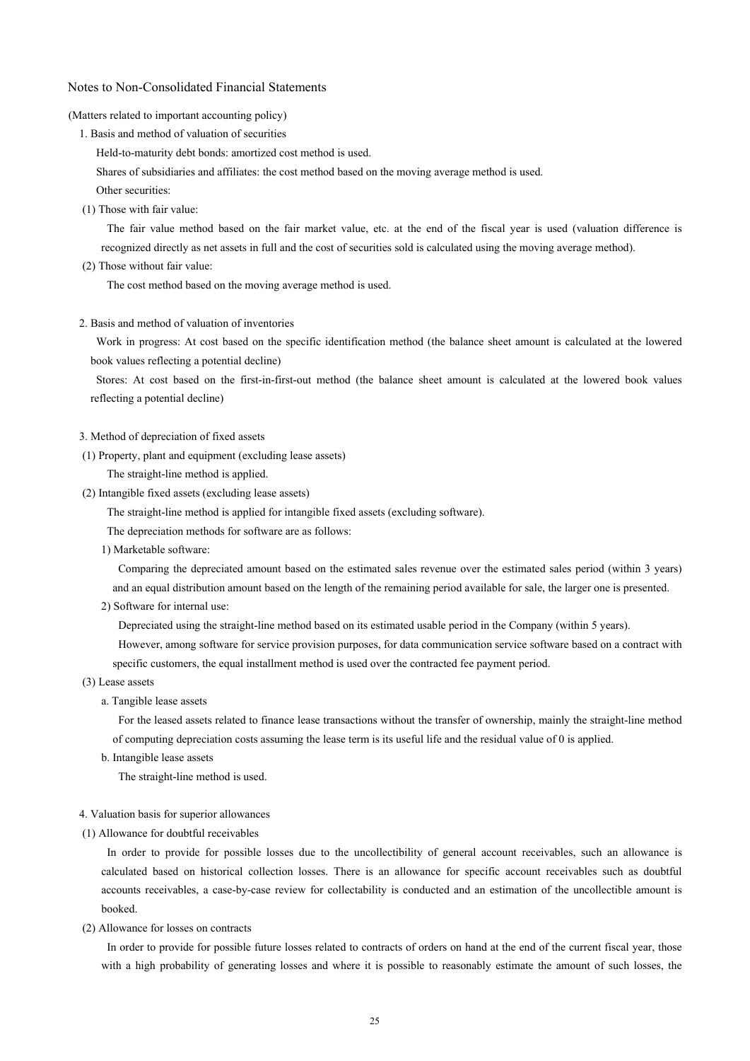## Notes to Non-Consolidated Financial Statements

(Matters related to important accounting policy)

1. Basis and method of valuation of securities

Held-to-maturity debt bonds: amortized cost method is used.

Shares of subsidiaries and affiliates: the cost method based on the moving average method is used.

Other securities:

(1) Those with fair value:

The fair value method based on the fair market value, etc. at the end of the fiscal year is used (valuation difference is recognized directly as net assets in full and the cost of securities sold is calculated using the moving average method).

(2) Those without fair value:

The cost method based on the moving average method is used.

2. Basis and method of valuation of inventories

Work in progress: At cost based on the specific identification method (the balance sheet amount is calculated at the lowered book values reflecting a potential decline)

Stores: At cost based on the first-in-first-out method (the balance sheet amount is calculated at the lowered book values reflecting a potential decline)

3. Method of depreciation of fixed assets

(1) Property, plant and equipment (excluding lease assets)

The straight-line method is applied.

(2) Intangible fixed assets (excluding lease assets)

The straight-line method is applied for intangible fixed assets (excluding software).

The depreciation methods for software are as follows:

1) Marketable software:

Comparing the depreciated amount based on the estimated sales revenue over the estimated sales period (within 3 years) and an equal distribution amount based on the length of the remaining period available for sale, the larger one is presented.

2) Software for internal use:

Depreciated using the straight-line method based on its estimated usable period in the Company (within 5 years).

However, among software for service provision purposes, for data communication service software based on a contract with specific customers, the equal installment method is used over the contracted fee payment period.

(3) Lease assets

a. Tangible lease assets

For the leased assets related to finance lease transactions without the transfer of ownership, mainly the straight-line method of computing depreciation costs assuming the lease term is its useful life and the residual value of 0 is applied.

b. Intangible lease assets

The straight-line method is used.

4. Valuation basis for superior allowances

(1) Allowance for doubtful receivables

In order to provide for possible losses due to the uncollectibility of general account receivables, such an allowance is calculated based on historical collection losses. There is an allowance for specific account receivables such as doubtful accounts receivables, a case-by-case review for collectability is conducted and an estimation of the uncollectible amount is booked.

(2) Allowance for losses on contracts

In order to provide for possible future losses related to contracts of orders on hand at the end of the current fiscal year, those with a high probability of generating losses and where it is possible to reasonably estimate the amount of such losses, the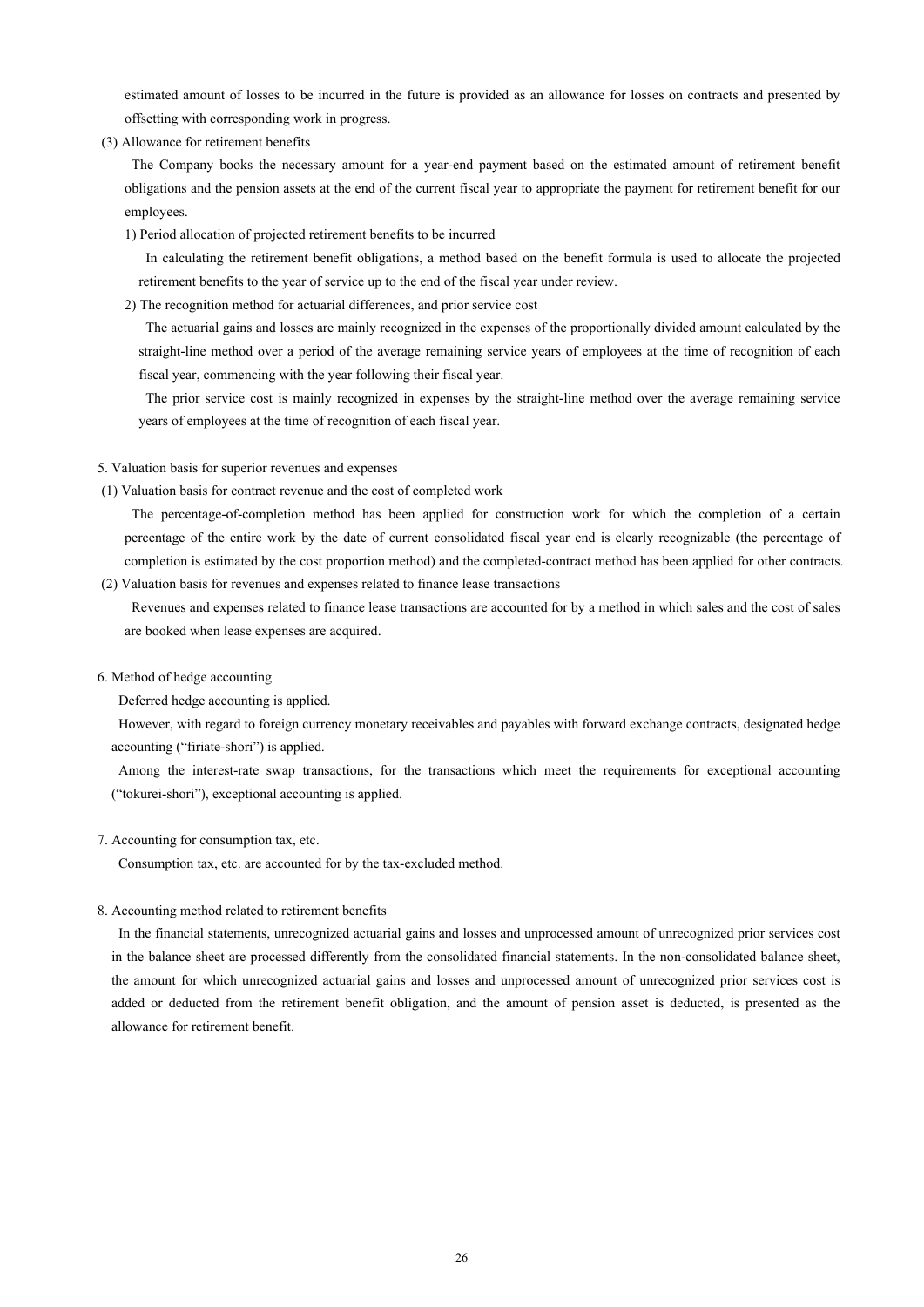estimated amount of losses to be incurred in the future is provided as an allowance for losses on contracts and presented by offsetting with corresponding work in progress.

(3) Allowance for retirement benefits

The Company books the necessary amount for a year-end payment based on the estimated amount of retirement benefit obligations and the pension assets at the end of the current fiscal year to appropriate the payment for retirement benefit for our employees.

1) Period allocation of projected retirement benefits to be incurred

In calculating the retirement benefit obligations, a method based on the benefit formula is used to allocate the projected retirement benefits to the year of service up to the end of the fiscal year under review.

2) The recognition method for actuarial differences, and prior service cost

The actuarial gains and losses are mainly recognized in the expenses of the proportionally divided amount calculated by the straight-line method over a period of the average remaining service years of employees at the time of recognition of each fiscal year, commencing with the year following their fiscal year.

The prior service cost is mainly recognized in expenses by the straight-line method over the average remaining service years of employees at the time of recognition of each fiscal year.

5. Valuation basis for superior revenues and expenses

(1) Valuation basis for contract revenue and the cost of completed work

The percentage-of-completion method has been applied for construction work for which the completion of a certain percentage of the entire work by the date of current consolidated fiscal year end is clearly recognizable (the percentage of completion is estimated by the cost proportion method) and the completed-contract method has been applied for other contracts.

(2) Valuation basis for revenues and expenses related to finance lease transactions

Revenues and expenses related to finance lease transactions are accounted for by a method in which sales and the cost of sales are booked when lease expenses are acquired.

6. Method of hedge accounting

Deferred hedge accounting is applied.

However, with regard to foreign currency monetary receivables and payables with forward exchange contracts, designated hedge accounting ("firiate-shori") is applied.

Among the interest-rate swap transactions, for the transactions which meet the requirements for exceptional accounting ("tokurei-shori"), exceptional accounting is applied.

7. Accounting for consumption tax, etc.

Consumption tax, etc. are accounted for by the tax-excluded method.

8. Accounting method related to retirement benefits

In the financial statements, unrecognized actuarial gains and losses and unprocessed amount of unrecognized prior services cost in the balance sheet are processed differently from the consolidated financial statements. In the non-consolidated balance sheet, the amount for which unrecognized actuarial gains and losses and unprocessed amount of unrecognized prior services cost is added or deducted from the retirement benefit obligation, and the amount of pension asset is deducted, is presented as the allowance for retirement benefit.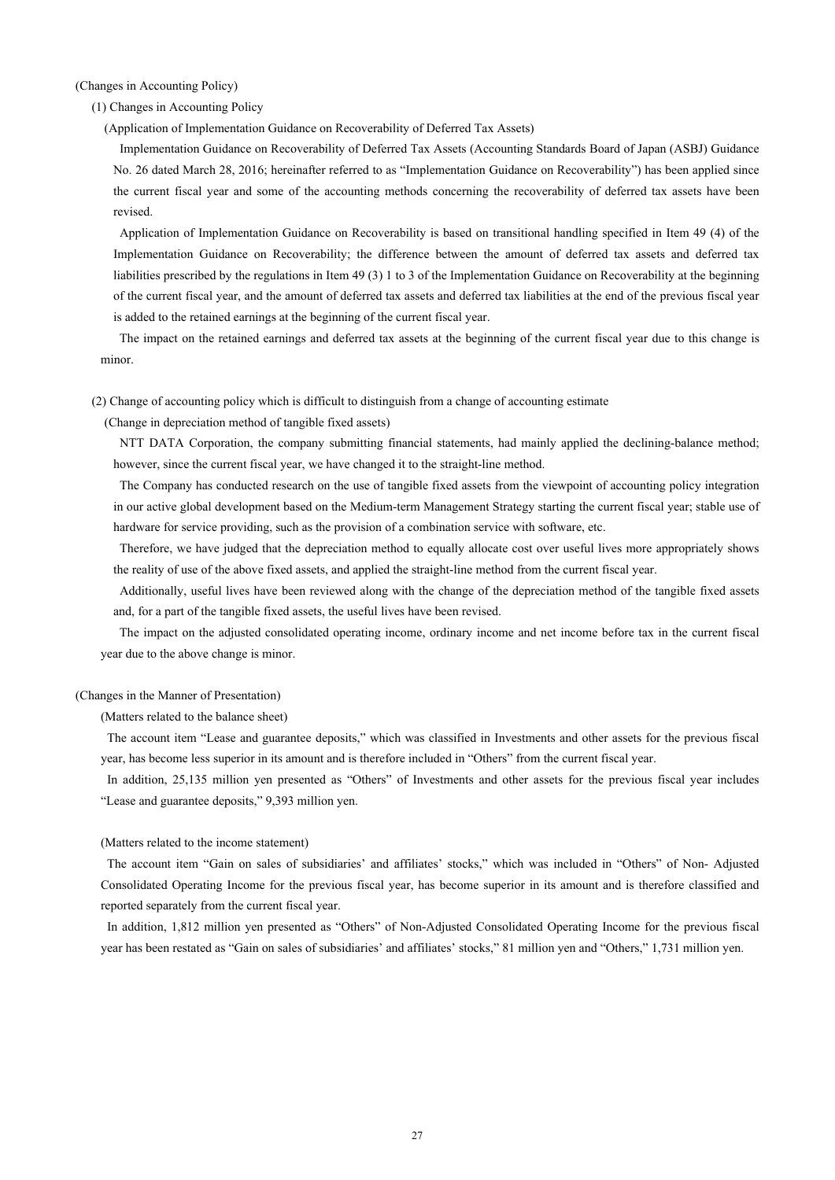(Changes in Accounting Policy)

(1) Changes in Accounting Policy

(Application of Implementation Guidance on Recoverability of Deferred Tax Assets)

Implementation Guidance on Recoverability of Deferred Tax Assets (Accounting Standards Board of Japan (ASBJ) Guidance No. 26 dated March 28, 2016; hereinafter referred to as "Implementation Guidance on Recoverability") has been applied since the current fiscal year and some of the accounting methods concerning the recoverability of deferred tax assets have been revised.

Application of Implementation Guidance on Recoverability is based on transitional handling specified in Item 49 (4) of the Implementation Guidance on Recoverability; the difference between the amount of deferred tax assets and deferred tax liabilities prescribed by the regulations in Item 49 (3) 1 to 3 of the Implementation Guidance on Recoverability at the beginning of the current fiscal year, and the amount of deferred tax assets and deferred tax liabilities at the end of the previous fiscal year is added to the retained earnings at the beginning of the current fiscal year.

The impact on the retained earnings and deferred tax assets at the beginning of the current fiscal year due to this change is minor.

(2) Change of accounting policy which is difficult to distinguish from a change of accounting estimate

(Change in depreciation method of tangible fixed assets)

NTT DATA Corporation, the company submitting financial statements, had mainly applied the declining-balance method; however, since the current fiscal year, we have changed it to the straight-line method.

The Company has conducted research on the use of tangible fixed assets from the viewpoint of accounting policy integration in our active global development based on the Medium-term Management Strategy starting the current fiscal year; stable use of hardware for service providing, such as the provision of a combination service with software, etc.

Therefore, we have judged that the depreciation method to equally allocate cost over useful lives more appropriately shows the reality of use of the above fixed assets, and applied the straight-line method from the current fiscal year.

Additionally, useful lives have been reviewed along with the change of the depreciation method of the tangible fixed assets and, for a part of the tangible fixed assets, the useful lives have been revised.

The impact on the adjusted consolidated operating income, ordinary income and net income before tax in the current fiscal year due to the above change is minor.

(Changes in the Manner of Presentation)

(Matters related to the balance sheet)

The account item "Lease and guarantee deposits," which was classified in Investments and other assets for the previous fiscal year, has become less superior in its amount and is therefore included in "Others" from the current fiscal year.

In addition, 25,135 million yen presented as "Others" of Investments and other assets for the previous fiscal year includes "Lease and guarantee deposits," 9,393 million yen.

(Matters related to the income statement)

The account item "Gain on sales of subsidiaries' and affiliates' stocks," which was included in "Others" of Non- Adjusted Consolidated Operating Income for the previous fiscal year, has become superior in its amount and is therefore classified and reported separately from the current fiscal year.

In addition, 1,812 million yen presented as "Others" of Non-Adjusted Consolidated Operating Income for the previous fiscal year has been restated as "Gain on sales of subsidiaries' and affiliates' stocks," 81 million yen and "Others," 1,731 million yen.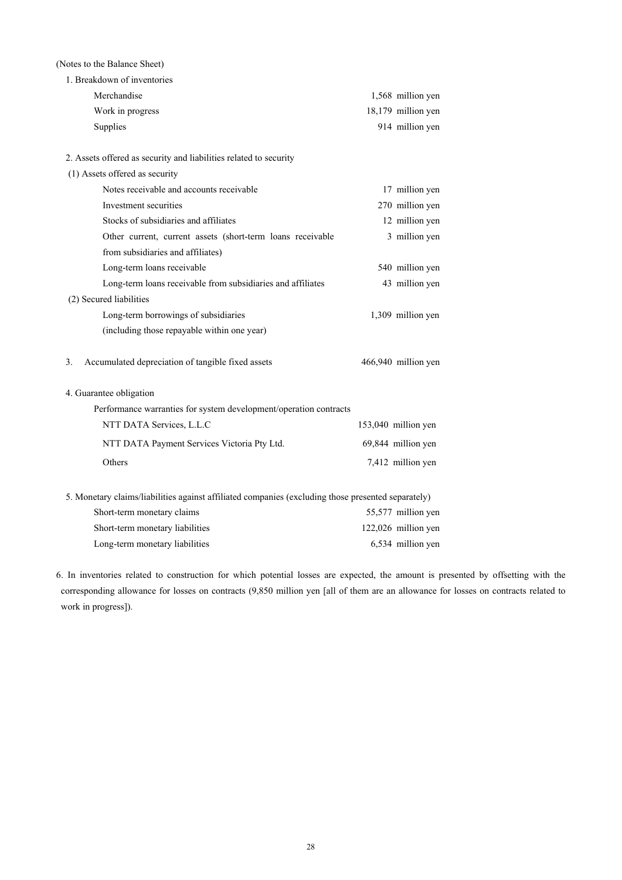(Notes to the Balance Sheet)

1. Breakdown of inventories

| | |
|---|---|
| Merchandise | 1,568 million yen |
| Work in progress | 18,179 million yen |
| Supplies | 914 million yen |

2. Assets offered as security and liabilities related to security

(1) Assets offered as security

| | |
|---|---|
| Notes receivable and accounts receivable | 17 million yen |
| Investment securities | 270 million yen |
| Stocks of subsidiaries and affiliates | 12 million yen |
| Other current, current assets (short-term loans receivable from subsidiaries and affiliates) | 3 million yen |
| Long-term loans receivable | 540 million yen |
| Long-term loans receivable from subsidiaries and affiliates | 43 million yen |

(2) Secured liabilities

| | |
|---|---|
| Long-term borrowings of subsidiaries (including those repayable within one year) | 1,309 million yen |

3. Accumulated depreciation of tangible fixed assets 466,940 million yen

4. Guarantee obligation

Performance warranties for system development/operation contracts

| | |
|---|---|
| NTT DATA Services, L.L.C | 153,040 million yen |
| NTT DATA Payment Services Victoria Pty Ltd. | 69,844 million yen |
| Others | 7,412 million yen |

5. Monetary claims/liabilities against affiliated companies (excluding those presented separately)

| | |
|---|---|
| Short-term monetary claims | 55,577 million yen |
| Short-term monetary liabilities | 122,026 million yen |
| Long-term monetary liabilities | 6,534 million yen |

6. In inventories related to construction for which potential losses are expected, the amount is presented by offsetting with the corresponding allowance for losses on contracts (9,850 million yen [all of them are an allowance for losses on contracts related to work in progress]).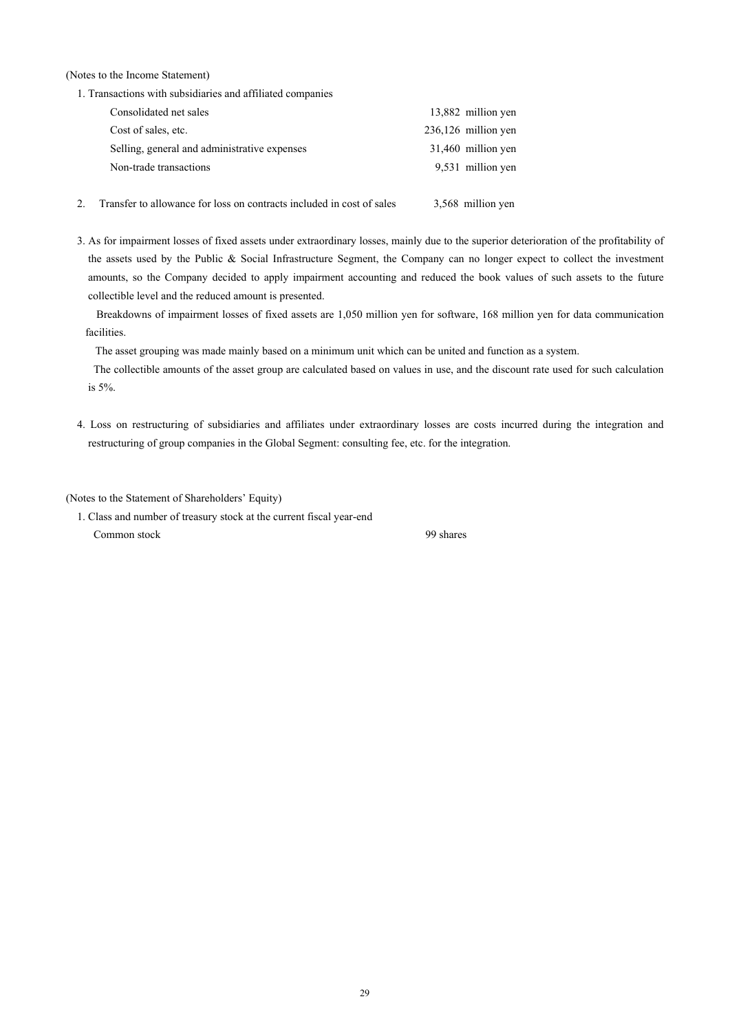(Notes to the Income Statement)

1. Transactions with subsidiaries and affiliated companies

| | |
|---|---|
| Consolidated net sales | 13,882 million yen |
| Cost of sales, etc. | 236,126 million yen |
| Selling, general and administrative expenses | 31,460 million yen |
| Non-trade transactions | 9,531 million yen |

2. Transfer to allowance for loss on contracts included in cost of sales 3,568 million yen

3. As for impairment losses of fixed assets under extraordinary losses, mainly due to the superior deterioration of the profitability of the assets used by the Public & Social Infrastructure Segment, the Company can no longer expect to collect the investment amounts, so the Company decided to apply impairment accounting and reduced the book values of such assets to the future collectible level and the reduced amount is presented.

   Breakdowns of impairment losses of fixed assets are 1,050 million yen for software, 168 million yen for data communication facilities.

   The asset grouping was made mainly based on a minimum unit which can be united and function as a system.

   The collectible amounts of the asset group are calculated based on values in use, and the discount rate used for such calculation is 5%.

4. Loss on restructuring of subsidiaries and affiliates under extraordinary losses are costs incurred during the integration and restructuring of group companies in the Global Segment: consulting fee, etc. for the integration.

(Notes to the Statement of Shareholders' Equity)

1. Class and number of treasury stock at the current fiscal year-end

   Common stock 99 shares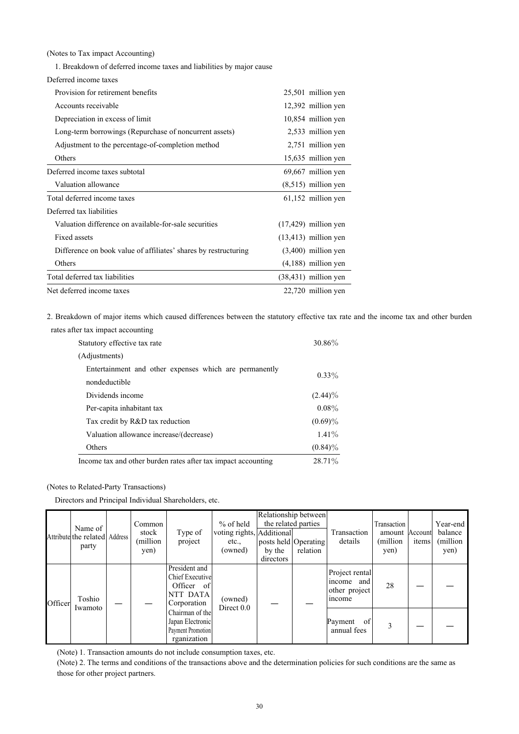(Notes to Tax impact Accounting)

1. Breakdown of deferred income taxes and liabilities by major cause

| | |
|---|---|
| **Deferred income taxes** | |
| Provision for retirement benefits | 25,501 million yen |
| Accounts receivable | 12,392 million yen |
| Depreciation in excess of limit | 10,854 million yen |
| Long-term borrowings (Repurchase of noncurrent assets) | 2,533 million yen |
| Adjustment to the percentage-of-completion method | 2,751 million yen |
| Others | 15,635 million yen |
| Deferred income taxes subtotal | 69,667 million yen |
| Valuation allowance | (8,515) million yen |
| Total deferred income taxes | 61,152 million yen |
| **Deferred tax liabilities** | |
| Valuation difference on available-for-sale securities | (17,429) million yen |
| Fixed assets | (13,413) million yen |
| Difference on book value of affiliates' shares by restructuring | (3,400) million yen |
| Others | (4,188) million yen |
| Total deferred tax liabilities | (38,431) million yen |
| Net deferred income taxes | 22,720 million yen |

2. Breakdown of major items which caused differences between the statutory effective tax rate and the income tax and other burden rates after tax impact accounting

| | |
|---|---|
| Statutory effective tax rate | 30.86% |
| (Adjustments) | |
| Entertainment and other expenses which are permanently nondeductible | 0.33% |
| Dividends income | (2.44)% |
| Per-capita inhabitant tax | 0.08% |
| Tax credit by R&D tax reduction | (0.69)% |
| Valuation allowance increase/(decrease) | 1.41% |
| Others | (0.84)% |
| Income tax and other burden rates after tax impact accounting | 28.71% |

(Notes to Related-Party Transactions)

Directors and Principal Individual Shareholders, etc.

| Attribute | Name of the related party | Address | Common stock (million yen) | Type of project | % of held voting rights, etc., (owned) | Relationship between the related parties | | Transaction details | Transaction amount (million yen) | Account items | Year-end balance (million yen) |
|---|---|---|---|---|---|---|---|---|---|---|---|
| | | | | | | Additional posts held by the directors | Operating relation | | | | |
| Officer | Toshio Iwamoto | — | — | President and Chief Executive Officer of NTT DATA Corporation<br>Chairman of the Japan Electronic Payment Promotion rganization | (owned) Direct 0.0 | — | — | Project rental income and other project income | 28 | — | — |
| | | | | | | | | Payment of annual fees | 3 | — | — |

(Note) 1. Transaction amounts do not include consumption taxes, etc.

(Note) 2. The terms and conditions of the transactions above and the determination policies for such conditions are the same as those for other project partners.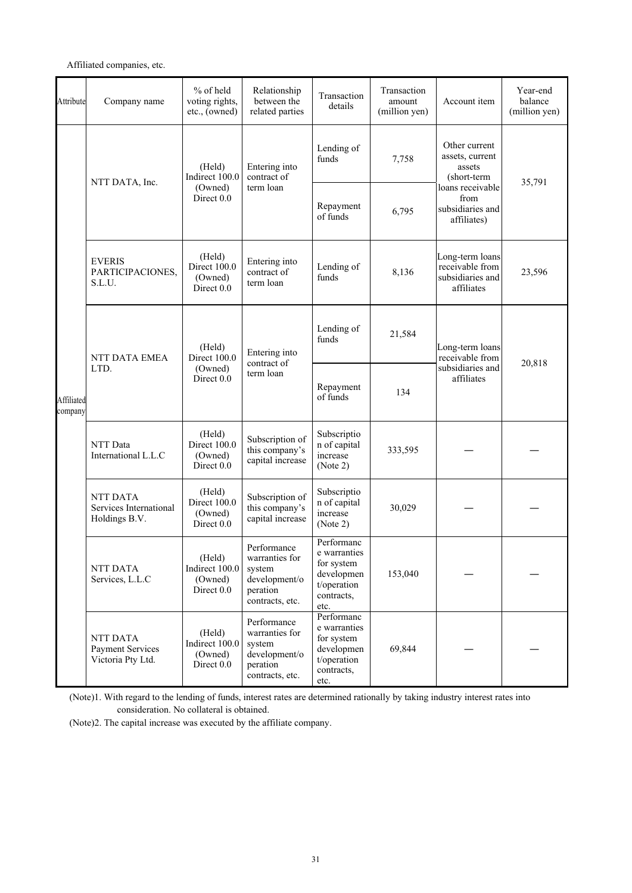Affiliated companies, etc.

| Attribute | Company name | % of held voting rights, etc., (owned) | Relationship between the related parties | Transaction details | Transaction amount (million yen) | Account item | Year-end balance (million yen) |
|---|---|---|---|---|---|---|---|
| Affiliated company | NTT DATA, Inc. | (Held) Indirect 100.0 (Owned) Direct 0.0 | Entering into contract of term loan | Lending of funds | 7,758 | Other current assets, current assets (short-term loans receivable from subsidiaries and affiliates) | 35,791 |
| | | | | Repayment of funds | 6,795 | | |
| | EVERIS PARTICIPACIONES, S.L.U. | (Held) Direct 100.0 (Owned) Direct 0.0 | Entering into contract of term loan | Lending of funds | 8,136 | Long-term loans receivable from subsidiaries and affiliates | 23,596 |
| | NTT DATA EMEA LTD. | (Held) Direct 100.0 (Owned) Direct 0.0 | Entering into contract of term loan | Lending of funds | 21,584 | Long-term loans receivable from subsidiaries and affiliates | 20,818 |
| | | | | Repayment of funds | 134 | | |
| | NTT Data International L.L.C | (Held) Direct 100.0 (Owned) Direct 0.0 | Subscription of this company's capital increase | Subscription of capital increase (Note 2) | 333,595 | — | — |
| | NTT DATA Services International Holdings B.V. | (Held) Direct 100.0 (Owned) Direct 0.0 | Subscription of this company's capital increase | Subscription of capital increase (Note 2) | 30,029 | — | — |
| | NTT DATA Services, L.L.C | (Held) Indirect 100.0 (Owned) Direct 0.0 | Performance warranties for system development/operation contracts, etc. | Performance warranties for system development/operation contracts, etc. | 153,040 | — | — |
| | NTT DATA Payment Services Victoria Pty Ltd. | (Held) Indirect 100.0 (Owned) Direct 0.0 | Performance warranties for system development/operation contracts, etc. | Performance warranties for system development/operation contracts, etc. | 69,844 | — | — |

(Note)1. With regard to the lending of funds, interest rates are determined rationally by taking industry interest rates into consideration. No collateral is obtained.

(Note)2. The capital increase was executed by the affiliate company.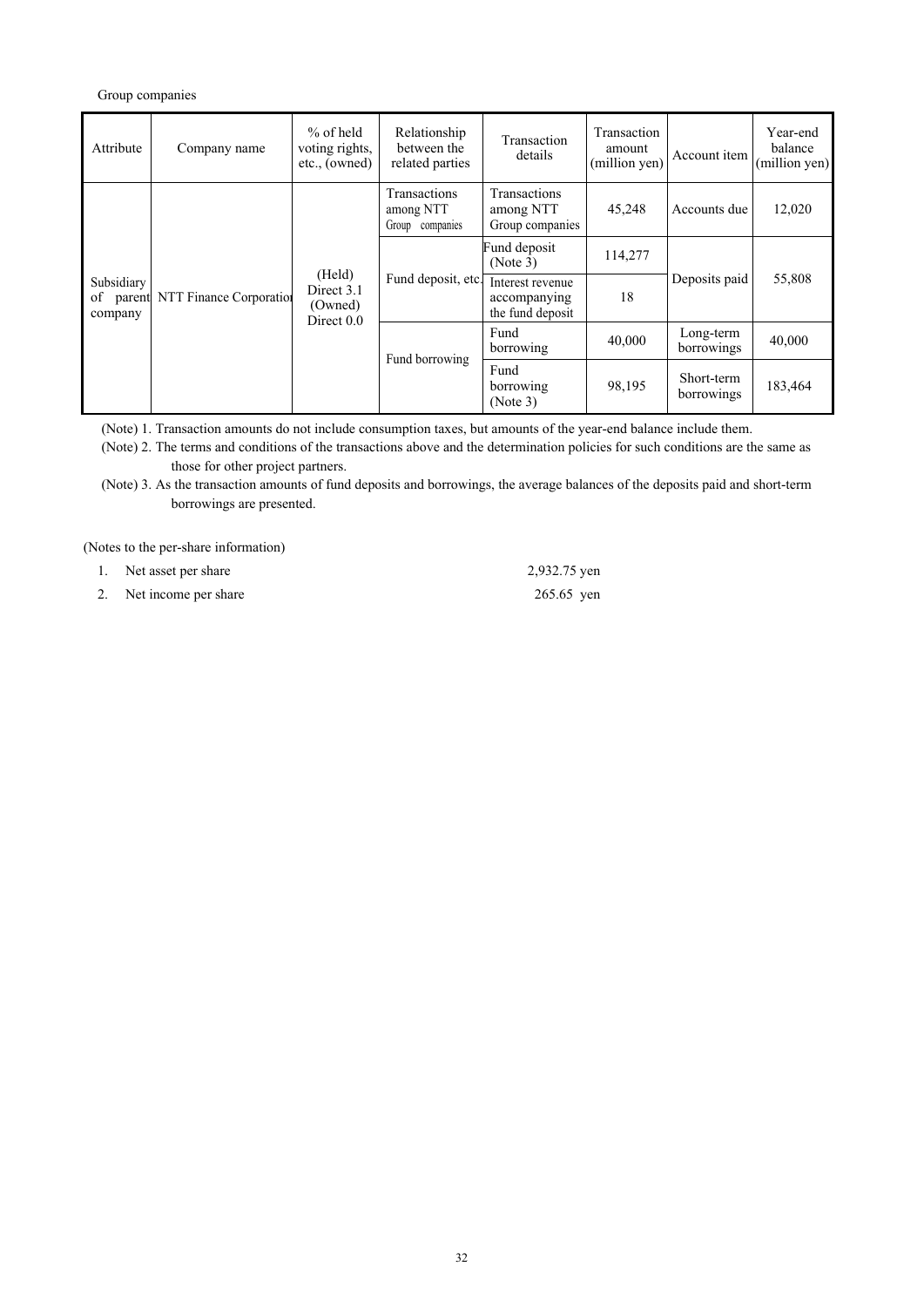Group companies

| Attribute | Company name | % of held voting rights, etc., (owned) | Relationship between the related parties | Transaction details | Transaction amount (million yen) | Account item | Year-end balance (million yen) |
|---|---|---|---|---|---|---|---|
| Subsidiary of parent company | NTT Finance Corporation | (Held) Direct 3.1 (Owned) Direct 0.0 | Transactions among NTT Group companies | Transactions among NTT Group companies | 45,248 | Accounts due | 12,020 |
| | | | Fund deposit, etc. | Fund deposit (Note 3) | 114,277 | Deposits paid | 55,808 |
| | | | | Interest revenue accompanying the fund deposit | 18 | | |
| | | | Fund borrowing | Fund borrowing | 40,000 | Long-term borrowings | 40,000 |
| | | | | Fund borrowing (Note 3) | 98,195 | Short-term borrowings | 183,464 |

(Note) 1. Transaction amounts do not include consumption taxes, but amounts of the year-end balance include them.

(Note) 2. The terms and conditions of the transactions above and the determination policies for such conditions are the same as those for other project partners.

(Note) 3. As the transaction amounts of fund deposits and borrowings, the average balances of the deposits paid and short-term borrowings are presented.

(Notes to the per-share information)

1. Net asset per share 2,932.75 yen
2. Net income per share 265.65 yen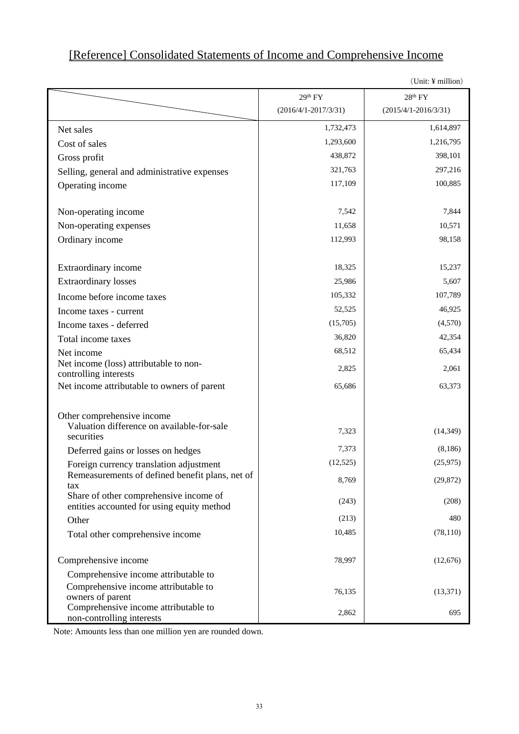# [Reference] Consolidated Statements of Income and Comprehensive Income

(Unit: ¥ million)

| | 29th FY (2016/4/1-2017/3/31) | 28th FY (2015/4/1-2016/3/31) |
|---|---|---|
| Net sales | 1,732,473 | 1,614,897 |
| Cost of sales | 1,293,600 | 1,216,795 |
| Gross profit | 438,872 | 398,101 |
| Selling, general and administrative expenses | 321,763 | 297,216 |
| Operating income | 117,109 | 100,885 |
| | | |
| Non-operating income | 7,542 | 7,844 |
| Non-operating expenses | 11,658 | 10,571 |
| Ordinary income | 112,993 | 98,158 |
| | | |
| Extraordinary income | 18,325 | 15,237 |
| Extraordinary losses | 25,986 | 5,607 |
| Income before income taxes | 105,332 | 107,789 |
| Income taxes - current | 52,525 | 46,925 |
| Income taxes - deferred | (15,705) | (4,570) |
| Total income taxes | 36,820 | 42,354 |
| Net income | 68,512 | 65,434 |
| Net income (loss) attributable to non-controlling interests | 2,825 | 2,061 |
| Net income attributable to owners of parent | 65,686 | 63,373 |
| | | |
| Other comprehensive income | | |
| Valuation difference on available-for-sale securities | 7,323 | (14,349) |
| Deferred gains or losses on hedges | 7,373 | (8,186) |
| Foreign currency translation adjustment | (12,525) | (25,975) |
| Remeasurements of defined benefit plans, net of tax | 8,769 | (29,872) |
| Share of other comprehensive income of entities accounted for using equity method | (243) | (208) |
| Other | (213) | 480 |
| Total other comprehensive income | 10,485 | (78,110) |
| | | |
| Comprehensive income | 78,997 | (12,676) |
| Comprehensive income attributable to | | |
| Comprehensive income attributable to owners of parent | 76,135 | (13,371) |
| Comprehensive income attributable to non-controlling interests | 2,862 | 695 |

Note: Amounts less than one million yen are rounded down.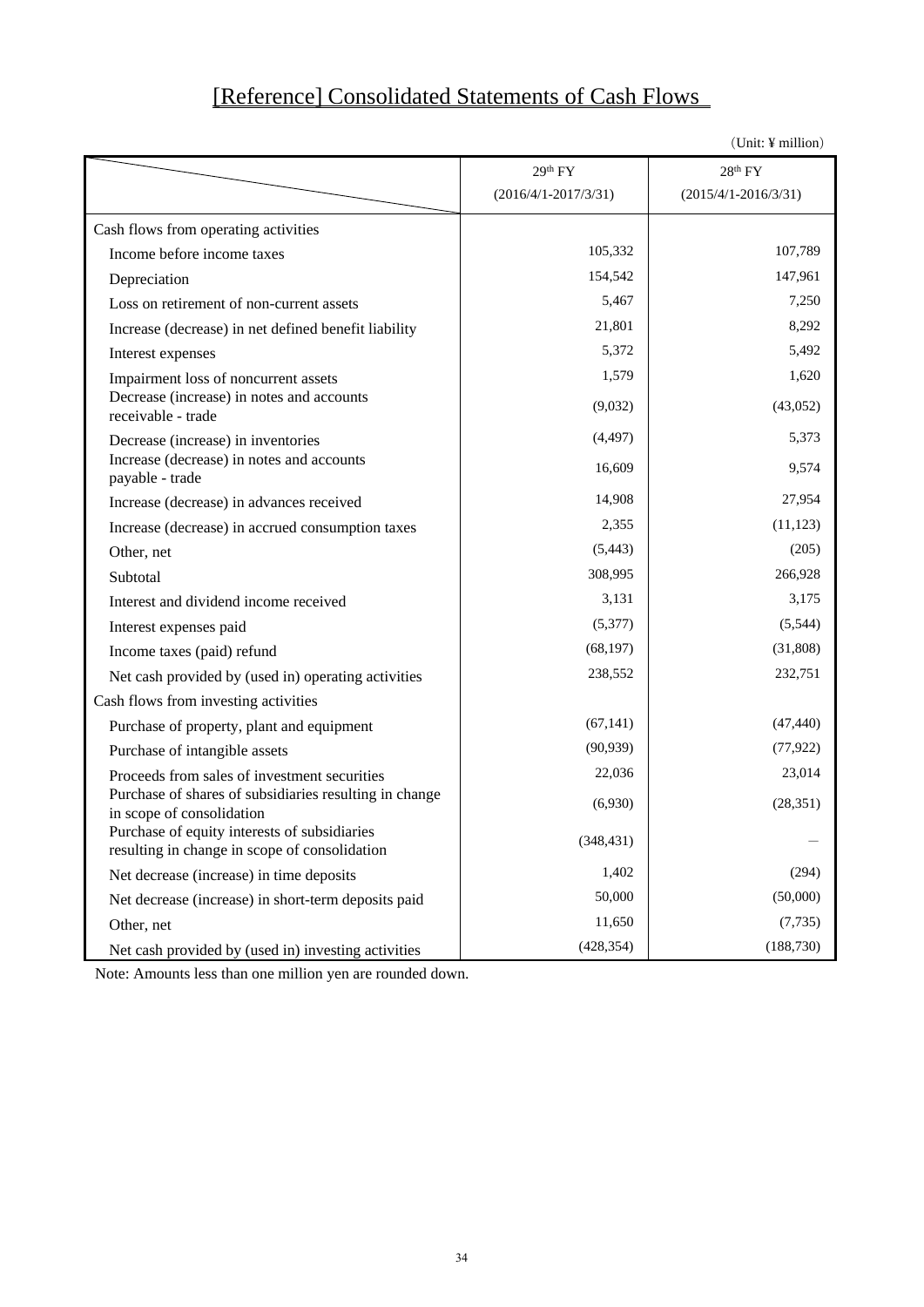# [Reference] Consolidated Statements of Cash Flows

(Unit: ¥ million)

| | 29th FY (2016/4/1-2017/3/31) | 28th FY (2015/4/1-2016/3/31) |
|---|---|---|
| Cash flows from operating activities | | |
| Income before income taxes | 105,332 | 107,789 |
| Depreciation | 154,542 | 147,961 |
| Loss on retirement of non-current assets | 5,467 | 7,250 |
| Increase (decrease) in net defined benefit liability | 21,801 | 8,292 |
| Interest expenses | 5,372 | 5,492 |
| Impairment loss of noncurrent assets | 1,579 | 1,620 |
| Decrease (increase) in notes and accounts receivable - trade | (9,032) | (43,052) |
| Decrease (increase) in inventories | (4,497) | 5,373 |
| Increase (decrease) in notes and accounts payable - trade | 16,609 | 9,574 |
| Increase (decrease) in advances received | 14,908 | 27,954 |
| Increase (decrease) in accrued consumption taxes | 2,355 | (11,123) |
| Other, net | (5,443) | (205) |
| Subtotal | 308,995 | 266,928 |
| Interest and dividend income received | 3,131 | 3,175 |
| Interest expenses paid | (5,377) | (5,544) |
| Income taxes (paid) refund | (68,197) | (31,808) |
| Net cash provided by (used in) operating activities | 238,552 | 232,751 |
| Cash flows from investing activities | | |
| Purchase of property, plant and equipment | (67,141) | (47,440) |
| Purchase of intangible assets | (90,939) | (77,922) |
| Proceeds from sales of investment securities | 22,036 | 23,014 |
| Purchase of shares of subsidiaries resulting in change in scope of consolidation | (6,930) | (28,351) |
| Purchase of equity interests of subsidiaries resulting in change in scope of consolidation | (348,431) | — |
| Net decrease (increase) in time deposits | 1,402 | (294) |
| Net decrease (increase) in short-term deposits paid | 50,000 | (50,000) |
| Other, net | 11,650 | (7,735) |
| Net cash provided by (used in) investing activities | (428,354) | (188,730) |

Note: Amounts less than one million yen are rounded down.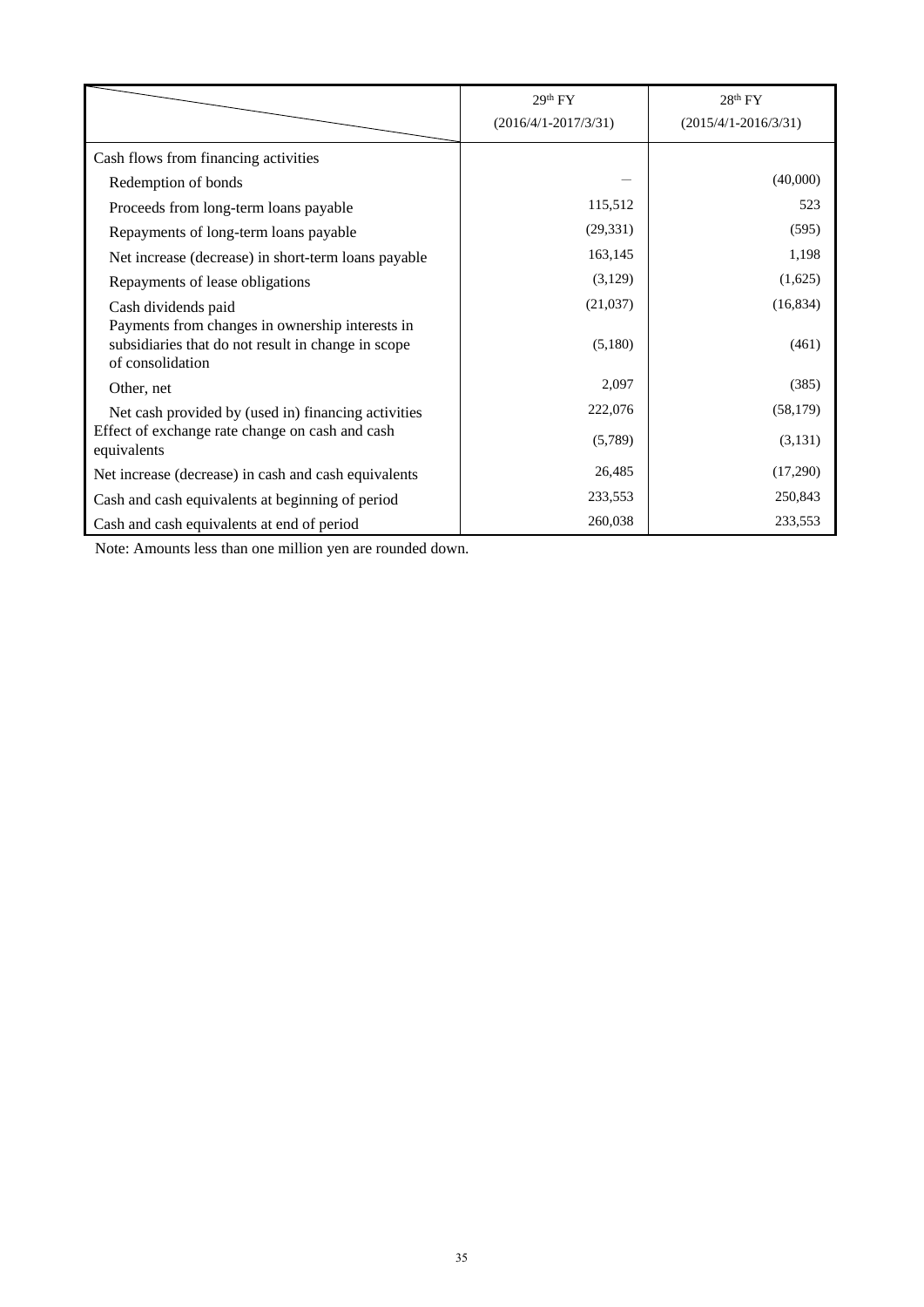| | 29th FY (2016/4/1-2017/3/31) | 28th FY (2015/4/1-2016/3/31) |
|---|---|---|
| Cash flows from financing activities | | |
| Redemption of bonds | — | (40,000) |
| Proceeds from long-term loans payable | 115,512 | 523 |
| Repayments of long-term loans payable | (29,331) | (595) |
| Net increase (decrease) in short-term loans payable | 163,145 | 1,198 |
| Repayments of lease obligations | (3,129) | (1,625) |
| Cash dividends paid | (21,037) | (16,834) |
| Payments from changes in ownership interests in subsidiaries that do not result in change in scope of consolidation | (5,180) | (461) |
| Other, net | 2,097 | (385) |
| Net cash provided by (used in) financing activities | 222,076 | (58,179) |
| Effect of exchange rate change on cash and cash equivalents | (5,789) | (3,131) |
| Net increase (decrease) in cash and cash equivalents | 26,485 | (17,290) |
| Cash and cash equivalents at beginning of period | 233,553 | 250,843 |
| Cash and cash equivalents at end of period | 260,038 | 233,553 |

Note: Amounts less than one million yen are rounded down.